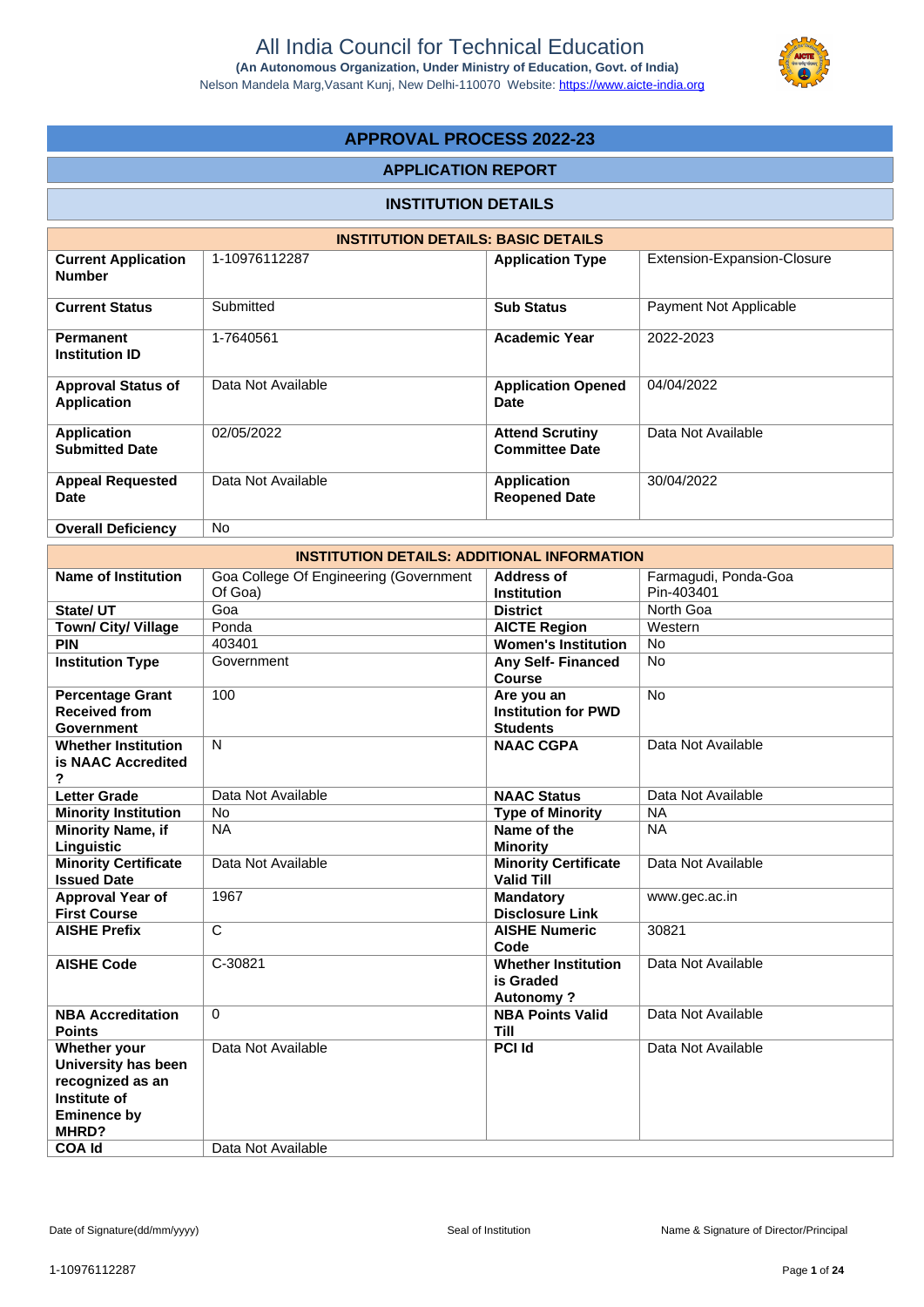# All India Council for Technical Education

**(An Autonomous Organization, Under Ministry of Education, Govt. of India)**

Nelson Mandela Marg,Vasant Kunj, New Delhi-110070 Website: https://www.aicte-india.org

## APPROVAL PROCESS 2022-23

### APPLICATION REPORT

### INSTITUTION DETAILS

| INSTITUTION DETAILS: BASIC DETAILS | | | |
|---|---|---|---|
| **Current Application Number** | 1-10976112287 | **Application Type** | Extension-Expansion-Closure |
| **Current Status** | Submitted | **Sub Status** | Payment Not Applicable |
| **Permanent Institution ID** | 1-7640561 | **Academic Year** | 2022-2023 |
| **Approval Status of Application** | Data Not Available | **Application Opened Date** | 04/04/2022 |
| **Application Submitted Date** | 02/05/2022 | **Attend Scrutiny Committee Date** | Data Not Available |
| **Appeal Requested Date** | Data Not Available | **Application Reopened Date** | 30/04/2022 |
| **Overall Deficiency** | No | | |

| INSTITUTION DETAILS: ADDITIONAL INFORMATION | | | |
|---|---|---|---|
| **Name of Institution** | Goa College Of Engineering (Government Of Goa) | **Address of Institution** | Farmagudi, Ponda-Goa Pin-403401 |
| **State/ UT** | Goa | **District** | North Goa |
| **Town/ City/ Village** | Ponda | **AICTE Region** | Western |
| **PIN** | 403401 | **Women's Institution** | No |
| **Institution Type** | Government | **Any Self- Financed Course** | No |
| **Percentage Grant Received from Government** | 100 | **Are you an Institution for PWD Students** | No |
| **Whether Institution is NAAC Accredited ?** | N | **NAAC CGPA** | Data Not Available |
| **Letter Grade** | Data Not Available | **NAAC Status** | Data Not Available |
| **Minority Institution** | No | **Type of Minority** | NA |
| **Minority Name, if Linguistic** | NA | **Name of the Minority** | NA |
| **Minority Certificate Issued Date** | Data Not Available | **Minority Certificate Valid Till** | Data Not Available |
| **Approval Year of First Course** | 1967 | **Mandatory Disclosure Link** | www.gec.ac.in |
| **AISHE Prefix** | C | **AISHE Numeric Code** | 30821 |
| **AISHE Code** | C-30821 | **Whether Institution is Graded Autonomy ?** | Data Not Available |
| **NBA Accreditation Points** | 0 | **NBA Points Valid Till** | Data Not Available |
| **Whether your University has been recognized as an Institute of Eminence by MHRD?** | Data Not Available | **PCI Id** | Data Not Available |
| **COA Id** | Data Not Available | | |

Date of Signature(dd/mm/yyyy) | Seal of Institution | Name & Signature of Director/Principal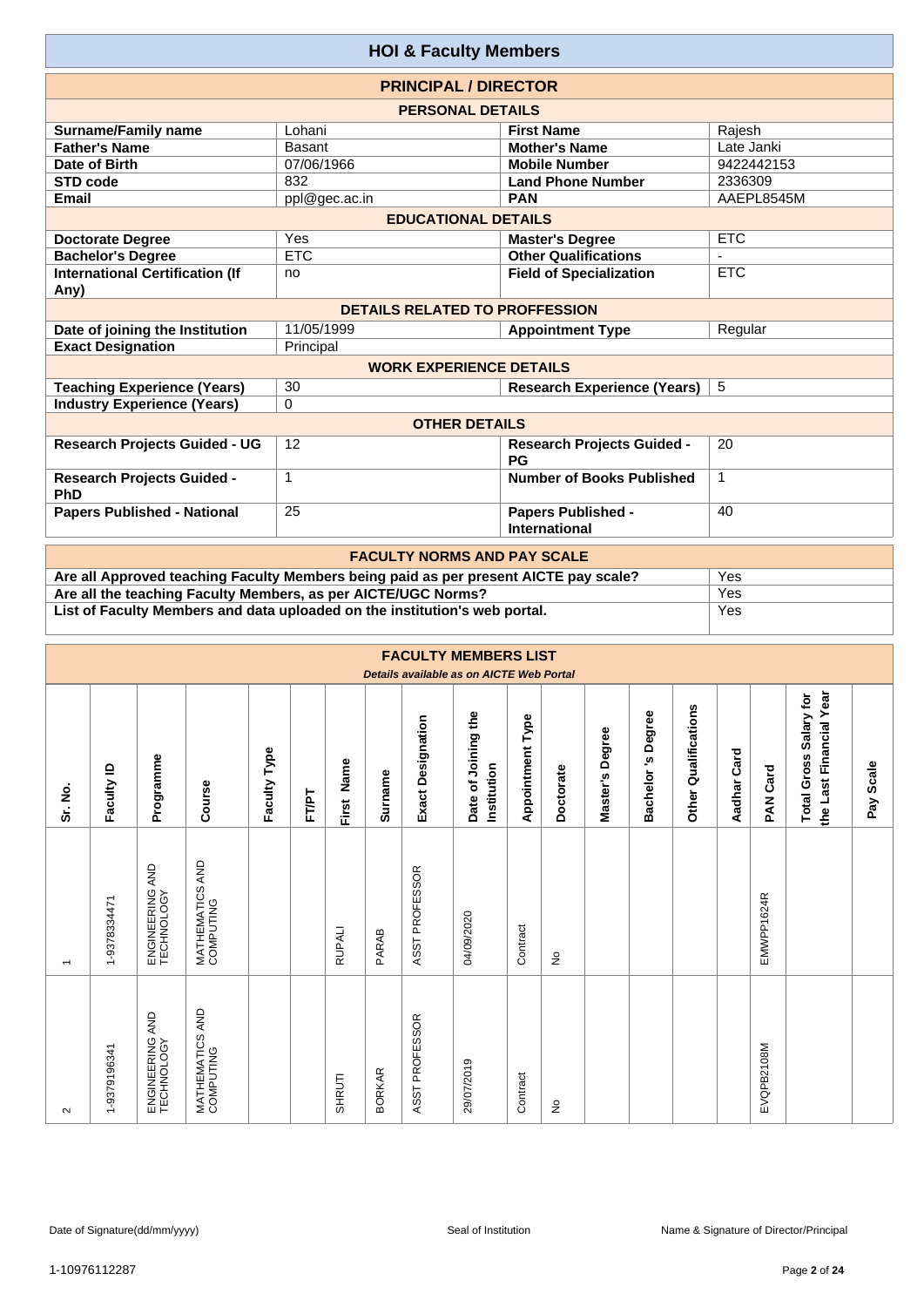# HOI & Faculty Members

## PRINCIPAL / DIRECTOR

### PERSONAL DETAILS

| | | | |
|---|---|---|---|
| **Surname/Family name** | Lohani | **First Name** | Rajesh |
| **Father's Name** | Basant | **Mother's Name** | Late Janki |
| **Date of Birth** | 07/06/1966 | **Mobile Number** | 9422442153 |
| **STD code** | 832 | **Land Phone Number** | 2336309 |
| **Email** | ppl@gec.ac.in | **PAN** | AAEPL8545M |

### EDUCATIONAL DETAILS

| | | | |
|---|---|---|---|
| **Doctorate Degree** | Yes | **Master's Degree** | ETC |
| **Bachelor's Degree** | ETC | **Other Qualifications** | - |
| **International Certification (If Any)** | no | **Field of Specialization** | ETC |

### DETAILS RELATED TO PROFFESSION

| | | | |
|---|---|---|---|
| **Date of joining the Institution** | 11/05/1999 | **Appointment Type** | Regular |
| **Exact Designation** | Principal | | |

### WORK EXPERIENCE DETAILS

| | | | |
|---|---|---|---|
| **Teaching Experience (Years)** | 30 | **Research Experience (Years)** | 5 |
| **Industry Experience (Years)** | 0 | | |

### OTHER DETAILS

| | | | |
|---|---|---|---|
| **Research Projects Guided - UG** | 12 | **Research Projects Guided - PG** | 20 |
| **Research Projects Guided - PhD** | 1 | **Number of Books Published** | 1 |
| **Papers Published - National** | 25 | **Papers Published - International** | 40 |

## FACULTY NORMS AND PAY SCALE

| | |
|---|---|
| **Are all Approved teaching Faculty Members being paid as per present AICTE pay scale?** | Yes |
| **Are all the teaching Faculty Members, as per AICTE/UGC Norms?** | Yes |
| **List of Faculty Members and data uploaded on the institution's web portal.** | Yes |

## FACULTY MEMBERS LIST

*Details available as on AICTE Web Portal*

| Sr. No. | Faculty ID | Programme | Course | Faculty Type | FT/PT | First Name | Surname | Exact Designation | Date of Joining the Institution | Appointment Type | Doctorate | Master's Degree | Bachelor 's Degree | Other Qualifications | Aadhar Card | PAN Card | Total Gross Salary for the Last Financial Year | Pay Scale |
|---|---|---|---|---|---|---|---|---|---|---|---|---|---|---|---|---|---|---|
| 1 | 1-9378334471 | ENGINEERING AND TECHNOLOGY | MATHEMATICS AND COMPUTING | | | RUPALI | PARAB | ASST PROFESSOR | 04/09/2020 | Contract | No | | | | | EMWPP1624R | | |
| 2 | 1-9379196341 | ENGINEERING AND TECHNOLOGY | MATHEMATICS AND COMPUTING | | | SHRUTI | BORKAR | ASST PROFESSOR | 29/07/2019 | Contract | No | | | | | EVQPB2108M | | |

Date of Signature(dd/mm/yyyy) Seal of Institution Name & Signature of Director/Principal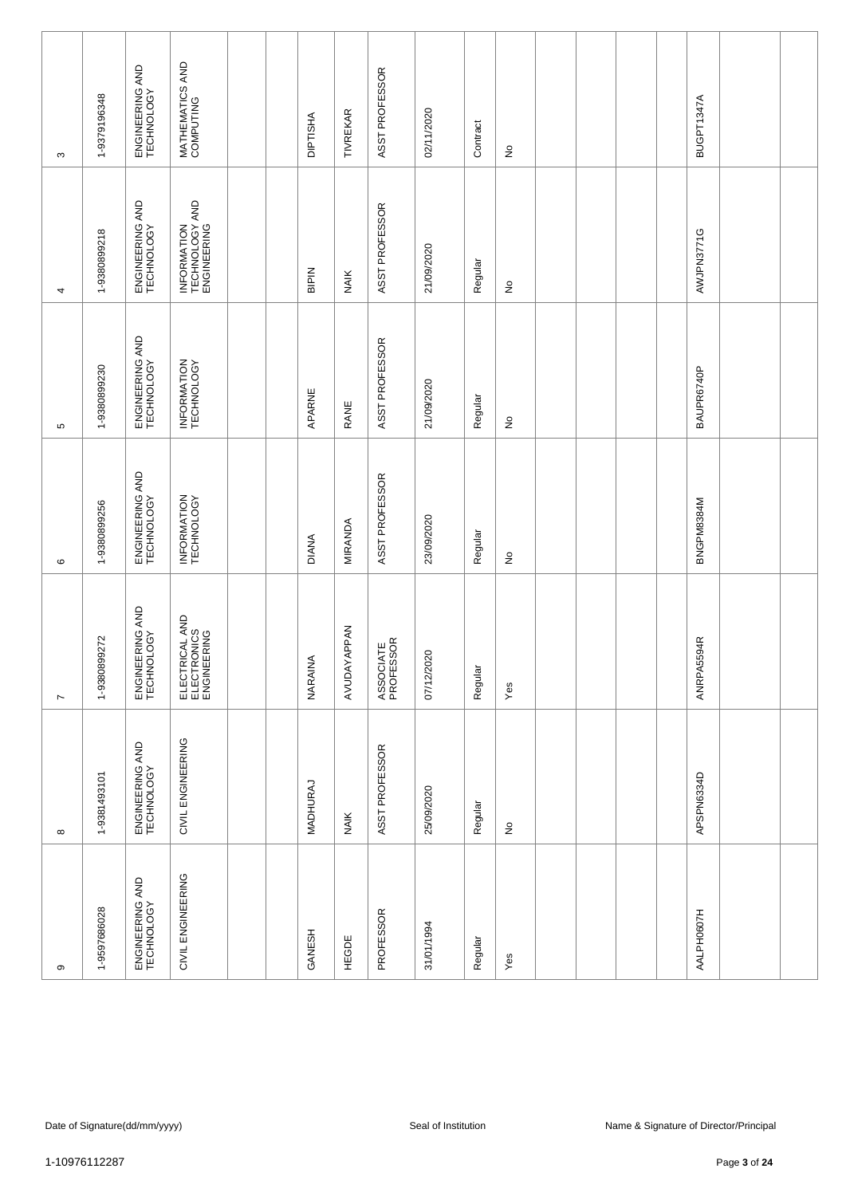| | | | | | | | | | | | | | | | | | | |
|---|---|---|---|---|---|---|---|---|---|---|---|---|---|---|---|---|---|---|
| 3 | 1-9379196348 | ENGINEERING AND TECHNOLOGY | MATHEMATICS AND COMPUTING | | | DIPTISHA | TIVREKAR | ASST PROFESSOR | 02/11/2020 | Contract | No | | | | | BUGPT1347A | | |
| 4 | 1-9380899218 | ENGINEERING AND TECHNOLOGY | INFORMATION TECHNOLOGY AND ENGINEERING | | | BIPIN | NAIK | ASST PROFESSOR | 21/09/2020 | Regular | No | | | | | AWJPN3771G | | |
| 5 | 1-9380899230 | ENGINEERING AND TECHNOLOGY | INFORMATION TECHNOLOGY | | | APARNE | RANE | ASST PROFESSOR | 21/09/2020 | Regular | No | | | | | BAUPR6740P | | |
| 6 | 1-9380899256 | ENGINEERING AND TECHNOLOGY | INFORMATION TECHNOLOGY | | | DIANA | MIRANDA | ASST PROFESSOR | 23/09/2020 | Regular | No | | | | | BNGPM8384M | | |
| 7 | 1-9380899272 | ENGINEERING AND TECHNOLOGY | ELECTRICAL AND ELECTRONICS ENGINEERING | | | NARAINA | AVUDAYAPPAN | ASSOCIATE PROFESSOR | 07/12/2020 | Regular | Yes | | | | | ANRPA5594R | | |
| 8 | 1-9381493101 | ENGINEERING AND TECHNOLOGY | CIVIL ENGINEERING | | | MADHURAJ | NAIK | ASST PROFESSOR | 25/09/2020 | Regular | No | | | | | APSPN6334D | | |
| 9 | 1-9597686028 | ENGINEERING AND TECHNOLOGY | CIVIL ENGINEERING | | | GANESH | HEGDE | PROFESSOR | 31/01/1994 | Regular | Yes | | | | | AALPH0607H | | |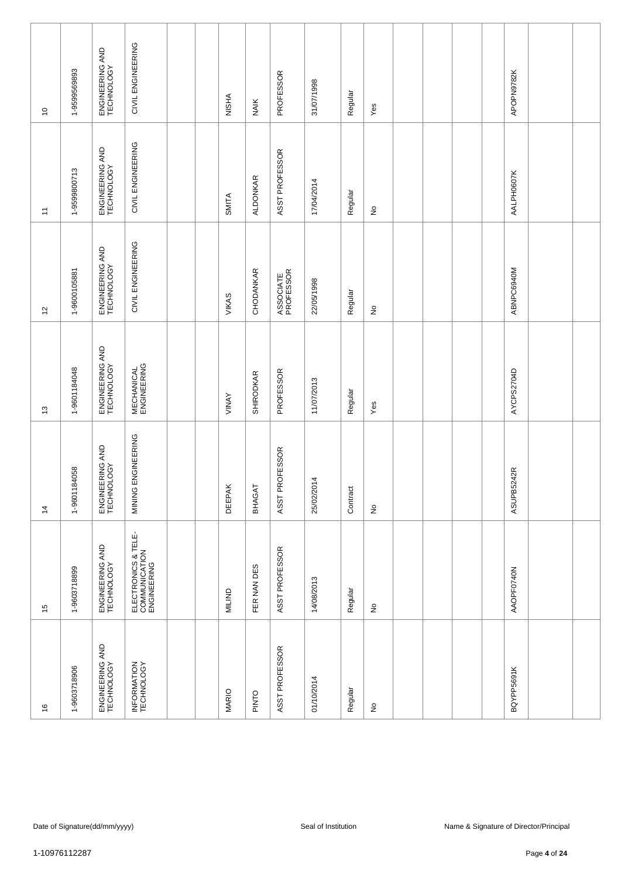| 10 | 1-9599569893 | ENGINEERING AND TECHNOLOGY | CIVIL ENGINEERING | | | NISHA | NAIK | PROFESSOR | 31/07/1998 | Regular | Yes | | | | | APOPN9782K | | |
|---|---|---|---|---|---|---|---|---|---|---|---|---|---|---|---|---|---|---|
| 11 | 1-9599800713 | ENGINEERING AND TECHNOLOGY | CIVIL ENGINEERING | | | SMITA | ALDONKAR | ASST PROFESSOR | 17/04/2014 | Regular | No | | | | | AALPH0607K | | |
| 12 | 1-9600105881 | ENGINEERING AND TECHNOLOGY | CIVIL ENGINEERING | | | VIKAS | CHODANKAR | ASSOCIATE PROFESSOR | 22/05/1998 | Regular | No | | | | | ABNPC6940M | | |
| 13 | 1-9601184048 | ENGINEERING AND TECHNOLOGY | MECHANICAL ENGINEERING | | | VINAY | SHIRODKAR | PROFESSOR | 11/07/2013 | Regular | Yes | | | | | AYCPS2704D | | |
| 14 | 1-9601184058 | ENGINEERING AND TECHNOLOGY | MINING ENGINEERING | | | DEEPAK | BHAGAT | ASST PROFESSOR | 25/02/2014 | Contract | No | | | | | ASUPB5242R | | |
| 15 | 1-9603718899 | ENGINEERING AND TECHNOLOGY | ELECTRONICS & TELE-COMMUNICATION ENGINEERING | | | MILIND | FER NAN DES | ASST PROFESSOR | 14/08/2013 | Regular | No | | | | | AAOPF0740N | | |
| 16 | 1-9603718906 | ENGINEERING AND TECHNOLOGY | INFORMATION TECHNOLOGY | | | MARIO | PINTO | ASST PROFESSOR | 01/10/2014 | Regular | No | | | | | BQYPP5691K | | |

Date of Signature(dd/mm/yyyy) | Seal of Institution | Name & Signature of Director/Principal

1-10976112287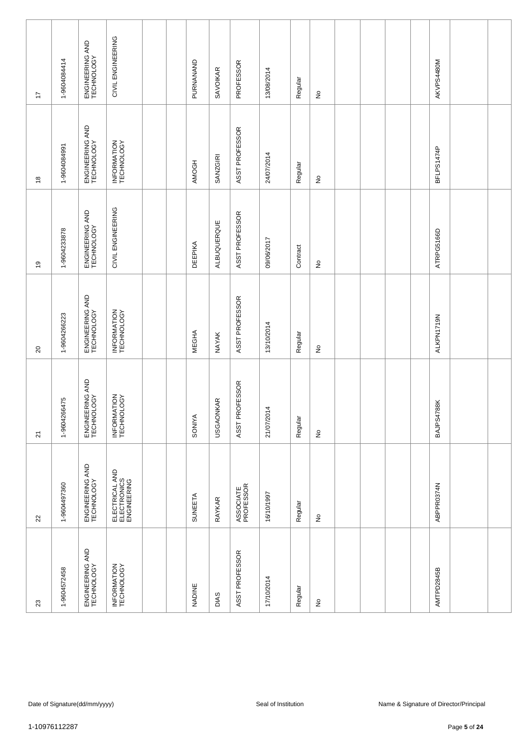| 17 | 1-9604084414 | ENGINEERING AND TECHNOLOGY | CIVIL ENGINEERING | | | PURNANAND | SAVOIKAR | PROFESSOR | 13/08/2014 | Regular | No | | | | | AKVPS4480M | | |
|---|---|---|---|---|---|---|---|---|---|---|---|---|---|---|---|---|---|---|
| 18 | 1-9604084991 | ENGINEERING AND TECHNOLOGY | INFORMATION TECHNOLOGY | | | AMOGH | SANZGIRI | ASST PROFESSOR | 24/07/2014 | Regular | No | | | | | BFLPS1474P | | |
| 19 | 1-9604233878 | ENGINEERING AND TECHNOLOGY | CIVIL ENGINEERING | | | DEEPIKA | ALBUQUERQUE | ASST PROFESSOR | 09/06/2017 | Contract | No | | | | | ATRPG5166D | | |
| 20 | 1-9604266223 | ENGINEERING AND TECHNOLOGY | INFORMATION TECHNOLOGY | | | MEGHA | NAYAK | ASST PROFESSOR | 13/10/2014 | Regular | No | | | | | ALKPN1719N | | |
| 21 | 1-9604266475 | ENGINEERING AND TECHNOLOGY | INFORMATION TECHNOLOGY | | | SONIYA | USGAONKAR | ASST PROFESSOR | 21/07/2014 | Regular | No | | | | | BAJPS4788K | | |
| 22 | 1-9604497360 | ENGINEERING AND TECHNOLOGY | ELECTRICAL AND ELECTRONICS ENGINEERING | | | SUNEETA | RAYKAR | ASSOCIATE PROFESSOR | 16/10/1997 | Regular | No | | | | | ABPPR0374N | | |
| 23 | 1-9604572458 | ENGINEERING AND TECHNOLOGY | INFORMATION TECHNOLOGY | | | NADINE | DIAS | ASST PROFESSOR | 17/10/2014 | Regular | No | | | | | AMTPD2845B | | |

Date of Signature(dd/mm/yyyy) Seal of Institution Name & Signature of Director/Principal

1-10976112287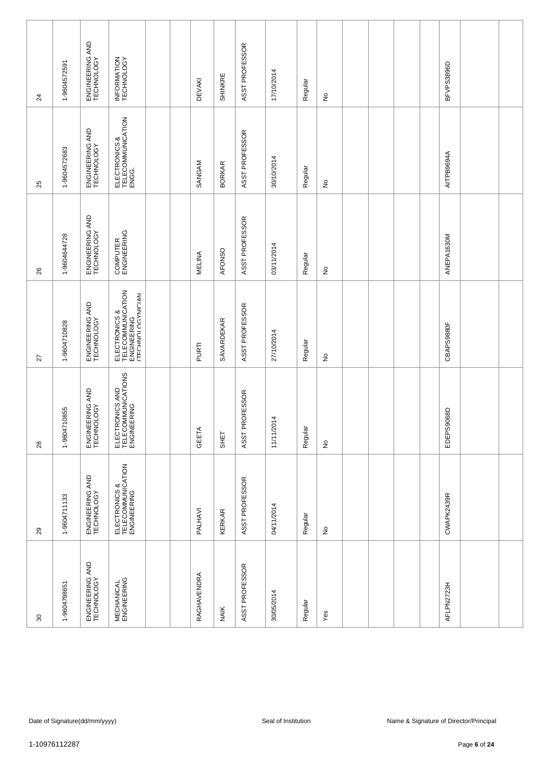| | | | | | | | | | | | | | | | | | | |
|---|---|---|---|---|---|---|---|---|---|---|---|---|---|---|---|---|---|---|
| 24 | 1-9604572591 | ENGINEERING AND TECHNOLOGY | INFORMATION TECHNOLOGY | | | DEVAKI | SHINKRE | ASST PROFESSOR | 17/10/2014 | Regular | No | | | | | BFVPS3896D | | |
| 25 | 1-9604572683 | ENGINEERING AND TECHNOLOGY | ELECTRONICS & TELECOMMUNICATION ENGG. | | | SANGAM | BORKAR | ASST PROFESSOR | 30/10/2014 | Regular | No | | | | | AITPB9694A | | |
| 26 | 1-9604644728 | ENGINEERING AND TECHNOLOGY | COMPUTER ENGINEERING | | | MELINA | AFONSO | ASST PROFESSOR | 03/11/2014 | Regular | No | | | | | ANEPA1630M | | |
| 27 | 1-9604710828 | ENGINEERING AND TECHNOLOGY | ELECTRONICS & TELECOMMUNICATION ENGINEERING (TECHNOLOGYICIAN | | | PURTI | SAVARDEKAR | ASST PROFESSOR | 27/10/2014 | Regular | No | | | | | CBAPS9880F | | |
| 28 | 1-9604710855 | ENGINEERING AND TECHNOLOGY | ELECTRONICS AND TELECOMMUNICATIONS ENGINEERING | | | GEETA | SHET | ASST PROFESSOR | 11/11/2014 | Regular | No | | | | | EDEPS9068D | | |
| 29 | 1-9604711133 | ENGINEERING AND TECHNOLOGY | ELECTRONICS & TELECOMMUNICATION ENGINEERING | | | PALHAVI | KERKAR | ASST PROFESSOR | 04/11/2014 | Regular | No | | | | | CWAPK2439R | | |
| 30 | 1-9604798651 | ENGINEERING AND TECHNOLOGY | MECHANICAL ENGINEERING | | | RAGHAVENDRA | NAIK | ASST PROFESSOR | 30/05/2014 | Regular | Yes | | | | | AFLPN2723H | | |

Date of Signature(dd/mm/yyyy) Seal of Institution Name & Signature of Director/Principal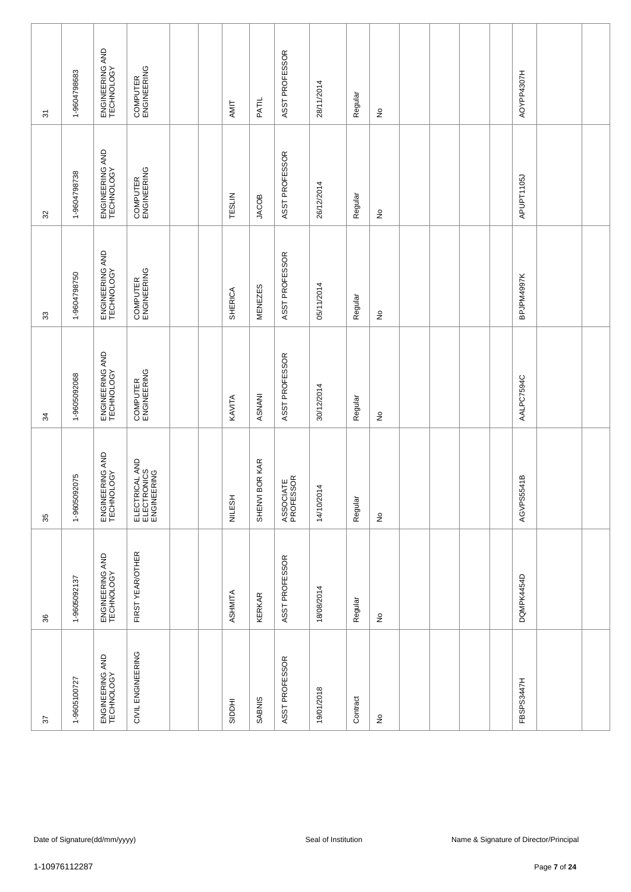| | | | | | | | | | | | | | | | | | | |
|---|---|---|---|---|---|---|---|---|---|---|---|---|---|---|---|---|---|---|
| 31 | 1-9604798683 | ENGINEERING AND TECHNOLOGY | COMPUTER ENGINEERING | | | AMIT | PATIL | ASST PROFESSOR | 28/11/2014 | Regular | No | | | | | AOYPP4307H | | |
| 32 | 1-9604798738 | ENGINEERING AND TECHNOLOGY | COMPUTER ENGINEERING | | | TESLIN | JACOB | ASST PROFESSOR | 26/12/2014 | Regular | No | | | | | APUPT1105J | | |
| 33 | 1-9604798750 | ENGINEERING AND TECHNOLOGY | COMPUTER ENGINEERING | | | SHERICA | MENEZES | ASST PROFESSOR | 05/11/2014 | Regular | No | | | | | BPJPM4997K | | |
| 34 | 1-9605092068 | ENGINEERING AND TECHNOLOGY | COMPUTER ENGINEERING | | | KAVITA | ASNANI | ASST PROFESSOR | 30/12/2014 | Regular | No | | | | | AALPC7594C | | |
| 35 | 1-9605092075 | ENGINEERING AND TECHNOLOGY | ELECTRICAL AND ELECTRONICS ENGINEERING | | | NILESH | SHENVI BOR KAR | ASSOCIATE PROFESSOR | 14/10/2014 | Regular | No | | | | | AGVPS5541B | | |
| 36 | 1-9605092137 | ENGINEERING AND TECHNOLOGY | FIRST YEAR/OTHER | | | ASHMITA | KERKAR | ASST PROFESSOR | 18/08/2014 | Regular | No | | | | | DQMPK4454D | | |
| 37 | 1-9605100727 | ENGINEERING AND TECHNOLOGY | CIVIL ENGINEERING | | | SIDDHI | SABNIS | ASST PROFESSOR | 19/01/2018 | Contract | No | | | | | FBSPS3447H | | |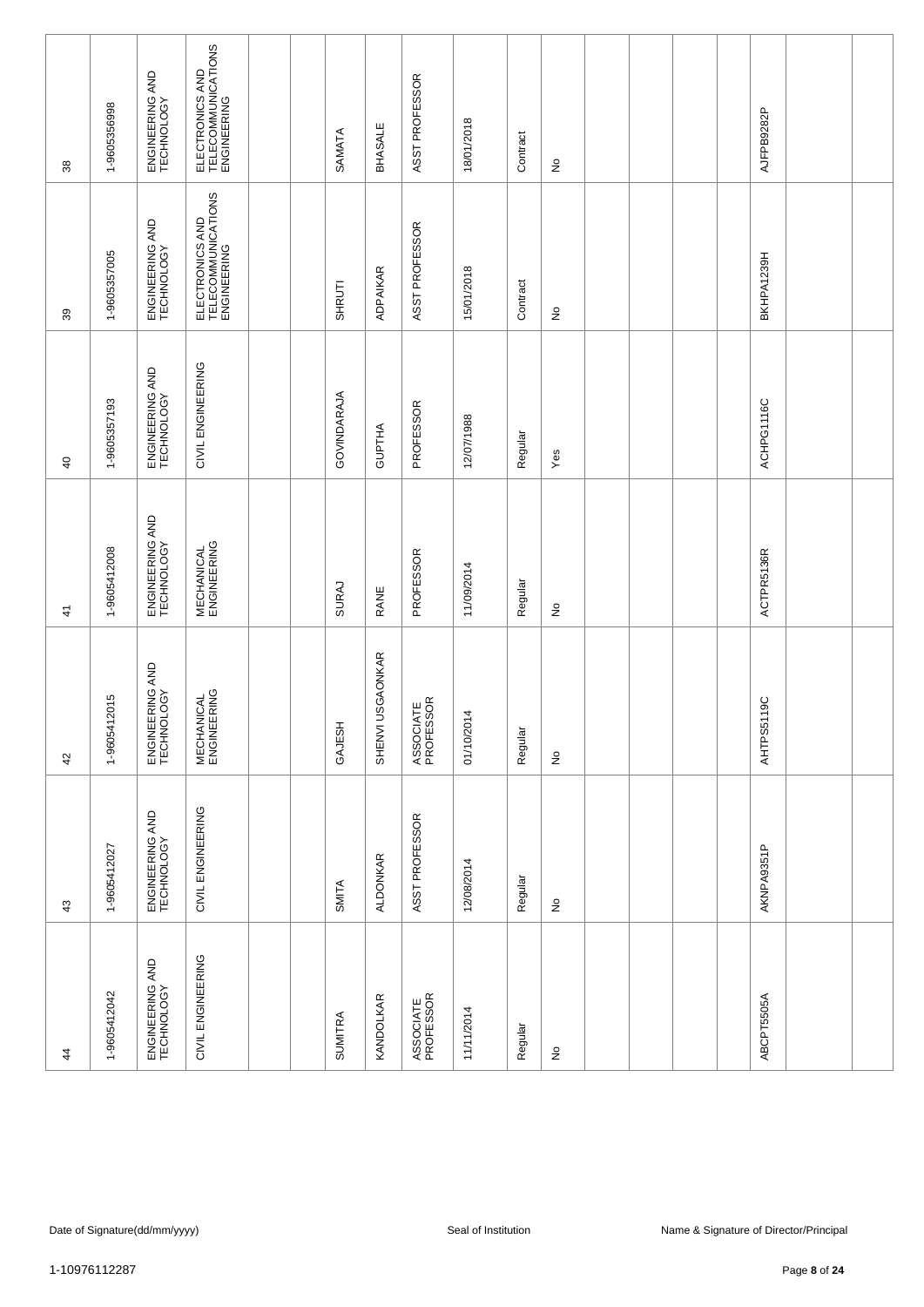| | | | | | | | | | | | | | | | | | | |
|---|---|---|---|---|---|---|---|---|---|---|---|---|---|---|---|---|---|---|
| 38 | 1-9605356998 | ENGINEERING AND TECHNOLOGY | ELECTRONICS AND TELECOMMUNICATIONS ENGINEERING | | | SAMATA | BHASALE | ASST PROFESSOR | 18/01/2018 | Contract | No | | | | | AJFPB9282P | | |
| 39 | 1-9605357005 | ENGINEERING AND TECHNOLOGY | ELECTRONICS AND TELECOMMUNICATIONS ENGINEERING | | | SHRUTI | ADPAIKAR | ASST PROFESSOR | 15/01/2018 | Contract | No | | | | | BKHPA1239H | | |
| 40 | 1-9605357193 | ENGINEERING AND TECHNOLOGY | CIVIL ENGINEERING | | | GOVINDARAJA | GUPTHA | PROFESSOR | 12/07/1988 | Regular | Yes | | | | | ACHPG1116C | | |
| 41 | 1-9605412008 | ENGINEERING AND TECHNOLOGY | MECHANICAL ENGINEERING | | | SURAJ | RANE | PROFESSOR | 11/09/2014 | Regular | No | | | | | ACTPR5136R | | |
| 42 | 1-9605412015 | ENGINEERING AND TECHNOLOGY | MECHANICAL ENGINEERING | | | GAJESH | SHENVI USGAONKAR | ASSOCIATE PROFESSOR | 01/10/2014 | Regular | No | | | | | AHTPS5119C | | |
| 43 | 1-9605412027 | ENGINEERING AND TECHNOLOGY | CIVIL ENGINEERING | | | SMITA | ALDONKAR | ASST PROFESSOR | 12/08/2014 | Regular | No | | | | | AKNPA9351P | | |
| 44 | 1-9605412042 | ENGINEERING AND TECHNOLOGY | CIVIL ENGINEERING | | | SUMITRA | KANDOLKAR | ASSOCIATE PROFESSOR | 11/11/2014 | Regular | No | | | | | ABCPT5505A | | |

Date of Signature(dd/mm/yyyy) | Seal of Institution | Name & Signature of Director/Principal

1-10976112287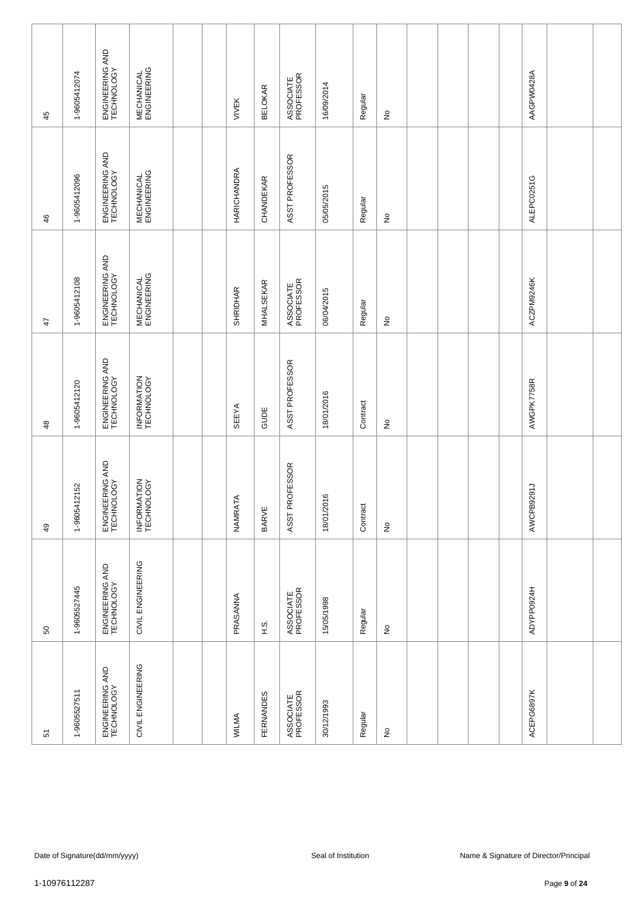| | | | | | | | | | | | | | | | | | | |
|---|---|---|---|---|---|---|---|---|---|---|---|---|---|---|---|---|---|---|
| 45 | 1-9605412074 | ENGINEERING AND TECHNOLOGY | MECHANICAL ENGINEERING | | | VIVEK | BELOKAR | ASSOCIATE PROFESSOR | 16/09/2014 | Regular | No | | | | | AAGPW0428A | | |
| 46 | 1-9605412096 | ENGINEERING AND TECHNOLOGY | MECHANICAL ENGINEERING | | | HARICHANDRA | CHANDEKAR | ASST PROFESSOR | 05/05/2015 | Regular | No | | | | | ALEPC0251G | | |
| 47 | 1-9605412108 | ENGINEERING AND TECHNOLOGY | MECHANICAL ENGINEERING | | | SHRIDHAR | MHALSEKAR | ASSOCIATE PROFESSOR | 06/04/2015 | Regular | No | | | | | ACZPM9246K | | |
| 48 | 1-9605412120 | ENGINEERING AND TECHNOLOGY | INFORMATION TECHNOLOGY | | | SEEYA | GUDE | ASST PROFESSOR | 18/01/2016 | Contract | No | | | | | AWGPK7758R | | |
| 49 | 1-9605412152 | ENGINEERING AND TECHNOLOGY | INFORMATION TECHNOLOGY | | | NAMRATA | BARVE | ASST PROFESSOR | 18/01/2016 | Contract | No | | | | | AWCPB9291J | | |
| 50 | 1-9605527445 | ENGINEERING AND TECHNOLOGY | CIVIL ENGINEERING | | | PRASANNA | H.S. | ASSOCIATE PROFESSOR | 15/05/1998 | Regular | No | | | | | ADYPP0924H | | |
| 51 | 1-9605527511 | ENGINEERING AND TECHNOLOGY | CIVIL ENGINEERING | | | WILMA | FERNANDES | ASSOCIATE PROFESSOR | 30/12/1993 | Regular | No | | | | | ACEPG6897K | | |

Date of Signature(dd/mm/yyyy) Seal of Institution Name & Signature of Director/Principal

1-10976112287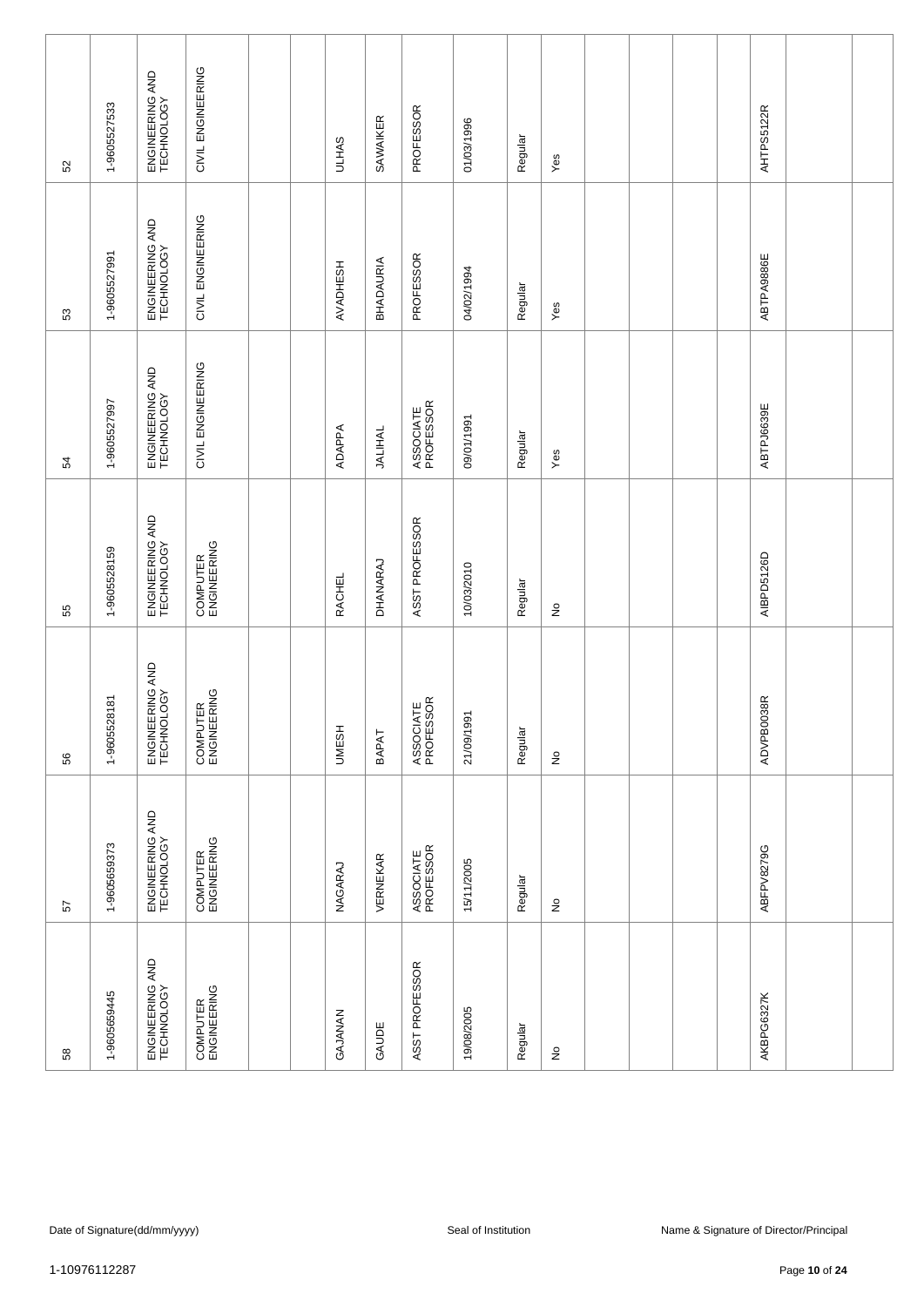| 52 | 1-9605527533 | ENGINEERING AND TECHNOLOGY | CIVIL ENGINEERING | | | ULHAS | SAWAIKER | PROFESSOR | 01/03/1996 | Regular | Yes | | | | | AHTPS5122R | | |
|---|---|---|---|---|---|---|---|---|---|---|---|---|---|---|---|---|---|---|
| 53 | 1-9605527991 | ENGINEERING AND TECHNOLOGY | CIVIL ENGINEERING | | | AVADHESH | BHADAURIA | PROFESSOR | 04/02/1994 | Regular | Yes | | | | | ABTPA9886E | | |
| 54 | 1-9605527997 | ENGINEERING AND TECHNOLOGY | CIVIL ENGINEERING | | | ADAPPA | JALIHAL | ASSOCIATE PROFESSOR | 09/01/1991 | Regular | Yes | | | | | ABTPJ6639E | | |
| 55 | 1-9605528159 | ENGINEERING AND TECHNOLOGY | COMPUTER ENGINEERING | | | RACHEL | DHANARAJ | ASST PROFESSOR | 10/03/2010 | Regular | No | | | | | AIBPD5126D | | |
| 56 | 1-9605528181 | ENGINEERING AND TECHNOLOGY | COMPUTER ENGINEERING | | | UMESH | BAPAT | ASSOCIATE PROFESSOR | 21/09/1991 | Regular | No | | | | | ADVPB0038R | | |
| 57 | 1-9605659373 | ENGINEERING AND TECHNOLOGY | COMPUTER ENGINEERING | | | NAGARAJ | VERNEKAR | ASSOCIATE PROFESSOR | 15/11/2005 | Regular | No | | | | | ABFPV8279G | | |
| 58 | 1-9605659445 | ENGINEERING AND TECHNOLOGY | COMPUTER ENGINEERING | | | GAJANAN | GAUDE | ASST PROFESSOR | 19/08/2005 | Regular | No | | | | | AKBPG6327K | | |

Date of Signature(dd/mm/yyyy) Seal of Institution Name & Signature of Director/Principal

1-10976112287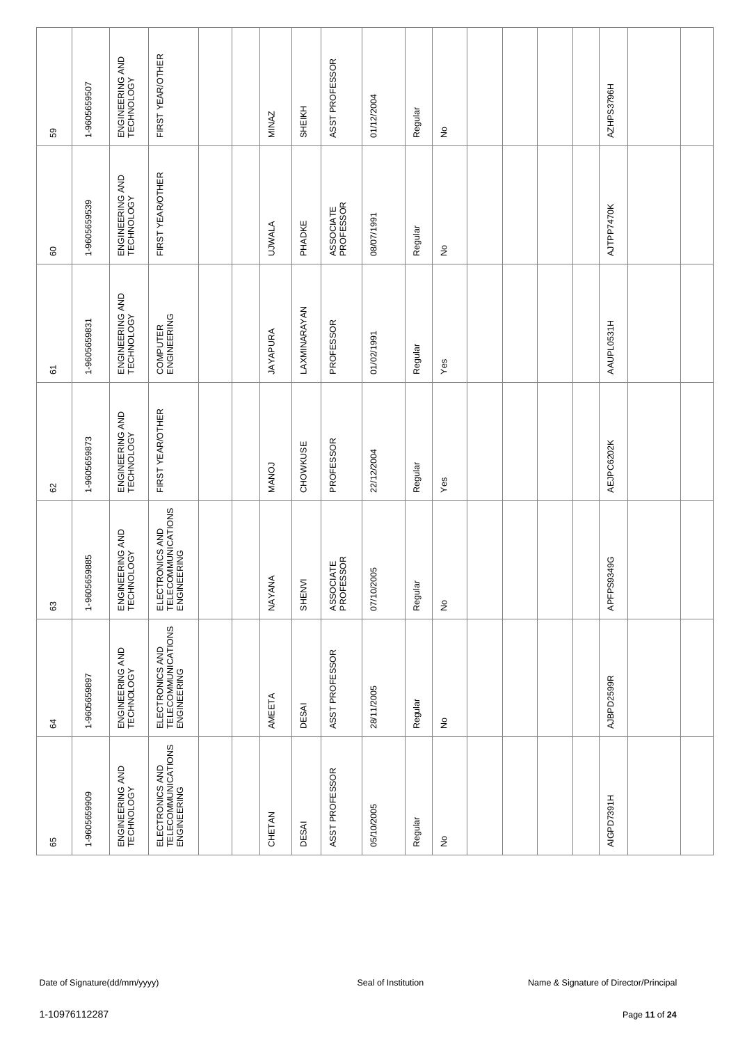| 59 | 1-9605659507 | ENGINEERING AND TECHNOLOGY | FIRST YEAR/OTHER | | | MINAZ | SHEIKH | ASST PROFESSOR | 01/12/2004 | Regular | No | | | | | AZHPS3796H | | |
|---|---|---|---|---|---|---|---|---|---|---|---|---|---|---|---|---|---|---|
| 60 | 1-9605659539 | ENGINEERING AND TECHNOLOGY | FIRST YEAR/OTHER | | | UJWALA | PHADKE | ASSOCIATE PROFESSOR | 08/07/1991 | Regular | No | | | | | AJTPP7470K | | |
| 61 | 1-9605659831 | ENGINEERING AND TECHNOLOGY | COMPUTER ENGINEERING | | | JAYAPURA | LAXMINARAYAN | PROFESSOR | 01/02/1991 | Regular | Yes | | | | | AAUPL0531H | | |
| 62 | 1-9605659873 | ENGINEERING AND TECHNOLOGY | FIRST YEAR/OTHER | | | MANOJ | CHOWKUSE | PROFESSOR | 22/12/2004 | Regular | Yes | | | | | AEJPC6202K | | |
| 63 | 1-9605659885 | ENGINEERING AND TECHNOLOGY | ELECTRONICS AND TELECOMMUNICATIONS ENGINEERING | | | NAYANA | SHENVI | ASSOCIATE PROFESSOR | 07/10/2005 | Regular | No | | | | | APFPS9349G | | |
| 64 | 1-9605659897 | ENGINEERING AND TECHNOLOGY | ELECTRONICS AND TELECOMMUNICATIONS ENGINEERING | | | AMEETA | DESAI | ASST PROFESSOR | 28/11/2005 | Regular | No | | | | | AJBPD2599R | | |
| 65 | 1-9605659909 | ENGINEERING AND TECHNOLOGY | ELECTRONICS AND TELECOMMUNICATIONS ENGINEERING | | | CHETAN | DESAI | ASST PROFESSOR | 05/10/2005 | Regular | No | | | | | AIGPD7391H | | |

Date of Signature(dd/mm/yyyy) Seal of Institution Name & Signature of Director/Principal

1-10976112287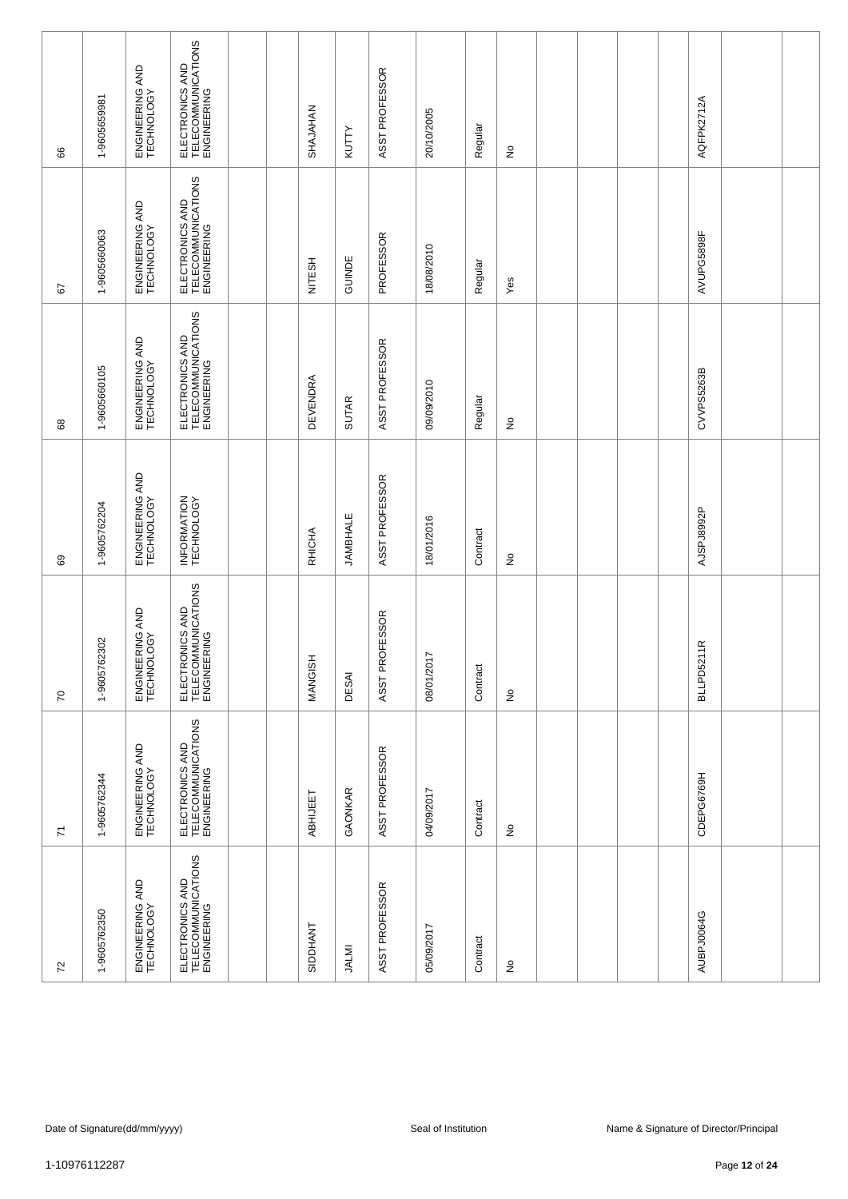| 66 | 1-9605659981 | ENGINEERING AND TECHNOLOGY | ELECTRONICS AND TELECOMMUNICATIONS ENGINEERING | | | SHAJAHAN | KUTTY | ASST PROFESSOR | 20/10/2005 | Regular | No | | | | | AQFPK2712A | | |
|---|---|---|---|---|---|---|---|---|---|---|---|---|---|---|---|---|---|---|
| 67 | 1-9605660063 | ENGINEERING AND TECHNOLOGY | ELECTRONICS AND TELECOMMUNICATIONS ENGINEERING | | | NITESH | GUINDE | PROFESSOR | 18/08/2010 | Regular | Yes | | | | | AVUPG5898F | | |
| 68 | 1-9605660105 | ENGINEERING AND TECHNOLOGY | ELECTRONICS AND TELECOMMUNICATIONS ENGINEERING | | | DEVENDRA | SUTAR | ASST PROFESSOR | 09/09/2010 | Regular | No | | | | | CVVPS5263B | | |
| 69 | 1-9605762204 | ENGINEERING AND TECHNOLOGY | INFORMATION TECHNOLOGY | | | RHICHA | JAMBHALE | ASST PROFESSOR | 18/01/2016 | Contract | No | | | | | AJSPJ8992P | | |
| 70 | 1-9605762302 | ENGINEERING AND TECHNOLOGY | ELECTRONICS AND TELECOMMUNICATIONS ENGINEERING | | | MANGISH | DESAI | ASST PROFESSOR | 08/01/2017 | Contract | No | | | | | BLLPD5211R | | |
| 71 | 1-9605762344 | ENGINEERING AND TECHNOLOGY | ELECTRONICS AND TELECOMMUNICATIONS ENGINEERING | | | ABHIJEET | GAONKAR | ASST PROFESSOR | 04/09/2017 | Contract | No | | | | | CDEPG6769H | | |
| 72 | 1-9605762350 | ENGINEERING AND TECHNOLOGY | ELECTRONICS AND TELECOMMUNICATIONS ENGINEERING | | | SIDDHANT | JALMI | ASST PROFESSOR | 05/09/2017 | Contract | No | | | | | AUBPJ0064G | | |

Date of Signature(dd/mm/yyyy) Seal of Institution Name & Signature of Director/Principal

1-10976112287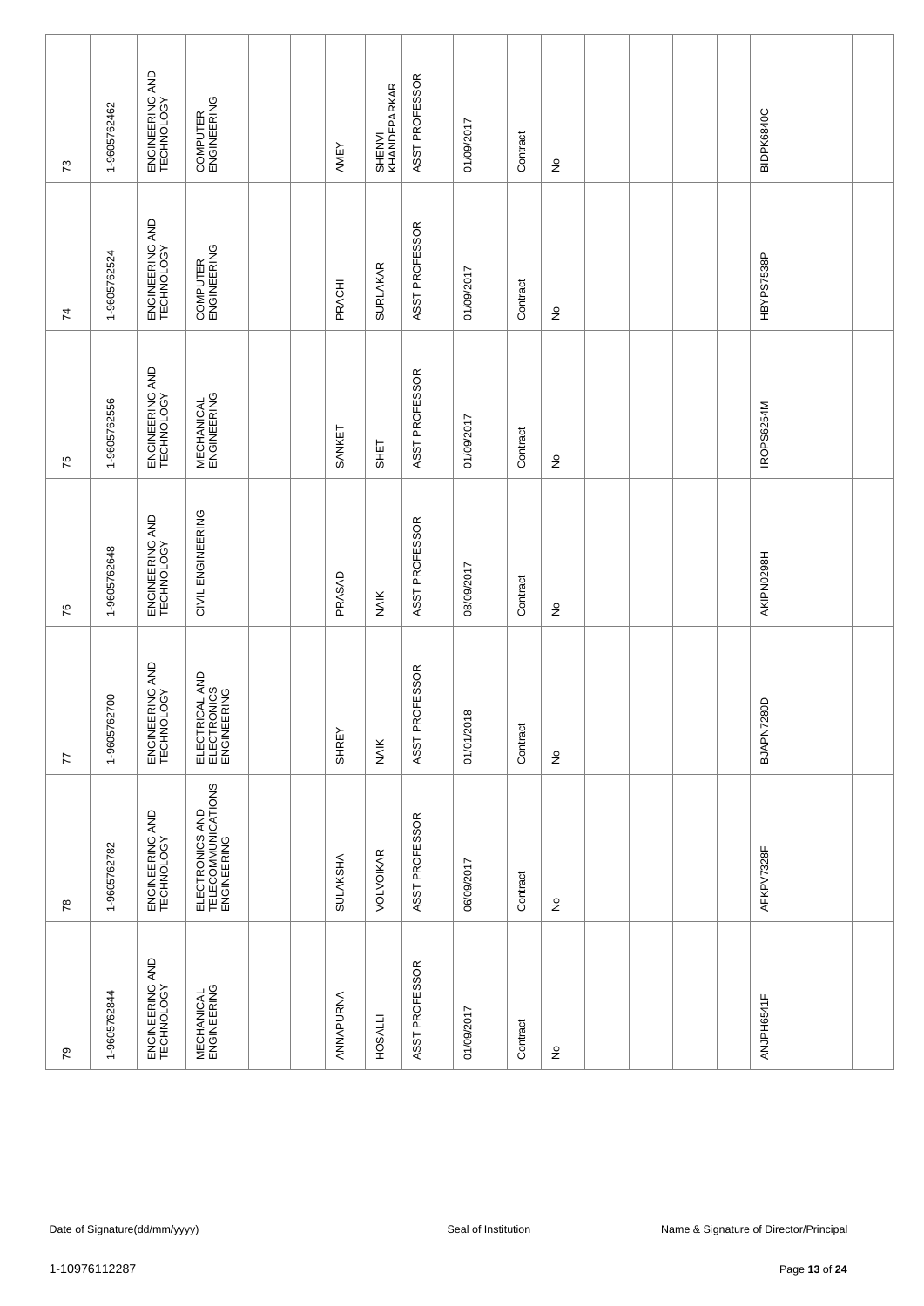| 73 | 1-9605762462 | ENGINEERING AND TECHNOLOGY | COMPUTER ENGINEERING | | | AMEY | SHENVI KHANDEPARKAR | ASST PROFESSOR | 01/09/2017 | Contract | No | | | | | BIDPK6840C | | |
|---|---|---|---|---|---|---|---|---|---|---|---|---|---|---|---|---|---|---|
| 74 | 1-9605762524 | ENGINEERING AND TECHNOLOGY | COMPUTER ENGINEERING | | | PRACHI | SURLAKAR | ASST PROFESSOR | 01/09/2017 | Contract | No | | | | | HBYPS7538P | | |
| 75 | 1-9605762556 | ENGINEERING AND TECHNOLOGY | MECHANICAL ENGINEERING | | | SANKET | SHET | ASST PROFESSOR | 01/09/2017 | Contract | No | | | | | IROPS6254M | | |
| 76 | 1-9605762648 | ENGINEERING AND TECHNOLOGY | CIVIL ENGINEERING | | | PRASAD | NAIK | ASST PROFESSOR | 08/09/2017 | Contract | No | | | | | AKIPN0298H | | |
| 77 | 1-9605762700 | ENGINEERING AND TECHNOLOGY | ELECTRICAL AND ELECTRONICS ENGINEERING | | | SHREY | NAIK | ASST PROFESSOR | 01/01/2018 | Contract | No | | | | | BJAPN7280D | | |
| 78 | 1-9605762782 | ENGINEERING AND TECHNOLOGY | ELECTRONICS AND TELECOMMUNICATIONS ENGINEERING | | | SULAKSHA | VOLVOIKAR | ASST PROFESSOR | 06/09/2017 | Contract | No | | | | | AFKPV7328F | | |
| 79 | 1-9605762844 | ENGINEERING AND TECHNOLOGY | MECHANICAL ENGINEERING | | | ANNAPURNA | HOSALLI | ASST PROFESSOR | 01/09/2017 | Contract | No | | | | | ANJPH6541F | | |

Date of Signature(dd/mm/yyyy) Seal of Institution Name & Signature of Director/Principal

1-10976112287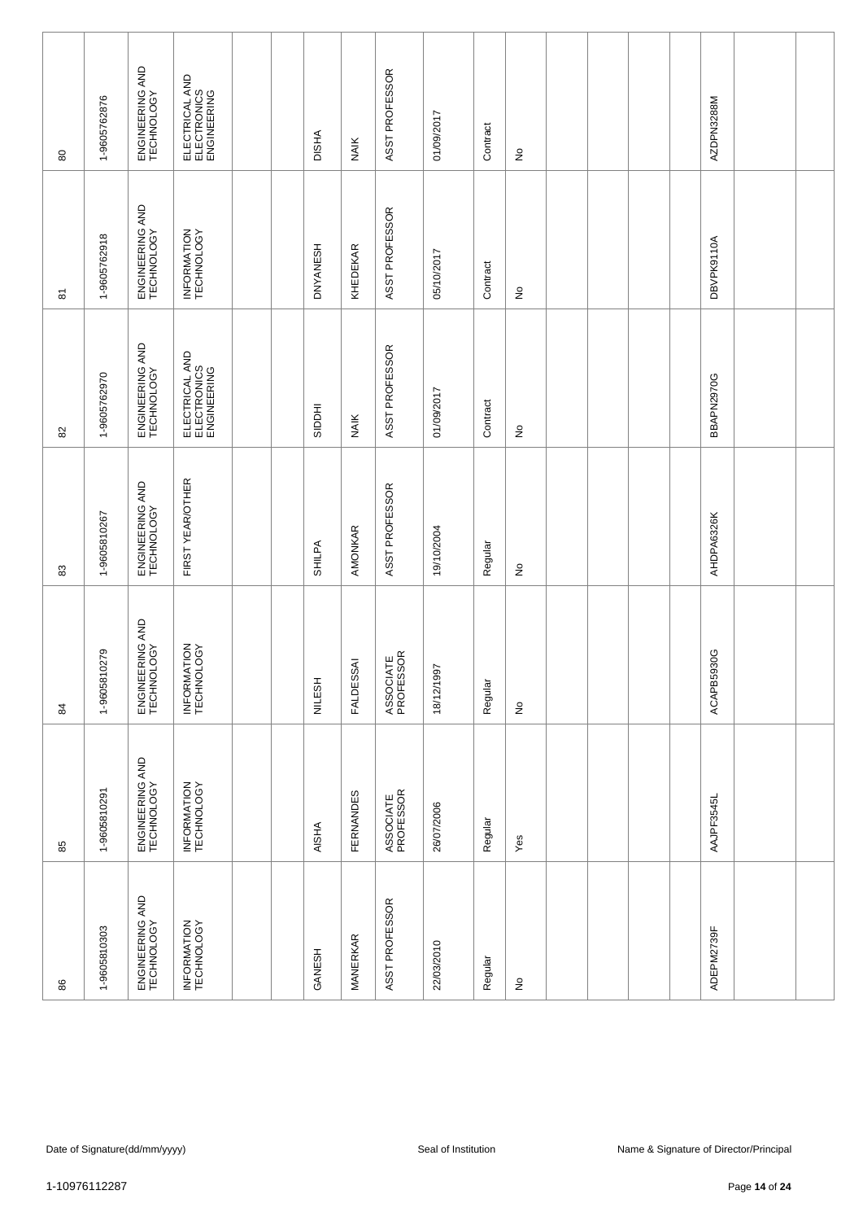| | | | | | | | | | | | | | | | | | | |
|---|---|---|---|---|---|---|---|---|---|---|---|---|---|---|---|---|---|---|
| 80 | 1-9605762876 | ENGINEERING AND TECHNOLOGY | ELECTRICAL AND ELECTRONICS ENGINEERING | | | DISHA | NAIK | ASST PROFESSOR | 01/09/2017 | Contract | No | | | | | AZDPN3288M | | |
| 81 | 1-9605762918 | ENGINEERING AND TECHNOLOGY | INFORMATION TECHNOLOGY | | | DNYANESH | KHEDEKAR | ASST PROFESSOR | 05/10/2017 | Contract | No | | | | | DBVPK9110A | | |
| 82 | 1-9605762970 | ENGINEERING AND TECHNOLOGY | ELECTRICAL AND ELECTRONICS ENGINEERING | | | SIDDHI | NAIK | ASST PROFESSOR | 01/09/2017 | Contract | No | | | | | BBAPN2970G | | |
| 83 | 1-9605810267 | ENGINEERING AND TECHNOLOGY | FIRST YEAR/OTHER | | | SHILPA | AMONKAR | ASST PROFESSOR | 19/10/2004 | Regular | No | | | | | AHDPA6326K | | |
| 84 | 1-9605810279 | ENGINEERING AND TECHNOLOGY | INFORMATION TECHNOLOGY | | | NILESH | FALDESSAI | ASSOCIATE PROFESSOR | 18/12/1997 | Regular | No | | | | | ACAPB5930G | | |
| 85 | 1-9605810291 | ENGINEERING AND TECHNOLOGY | INFORMATION TECHNOLOGY | | | AISHA | FERNANDES | ASSOCIATE PROFESSOR | 26/07/2006 | Regular | Yes | | | | | AAJPF3545L | | |
| 86 | 1-9605810303 | ENGINEERING AND TECHNOLOGY | INFORMATION TECHNOLOGY | | | GANESH | MANERKAR | ASST PROFESSOR | 22/03/2010 | Regular | No | | | | | ADEPM2739F | | |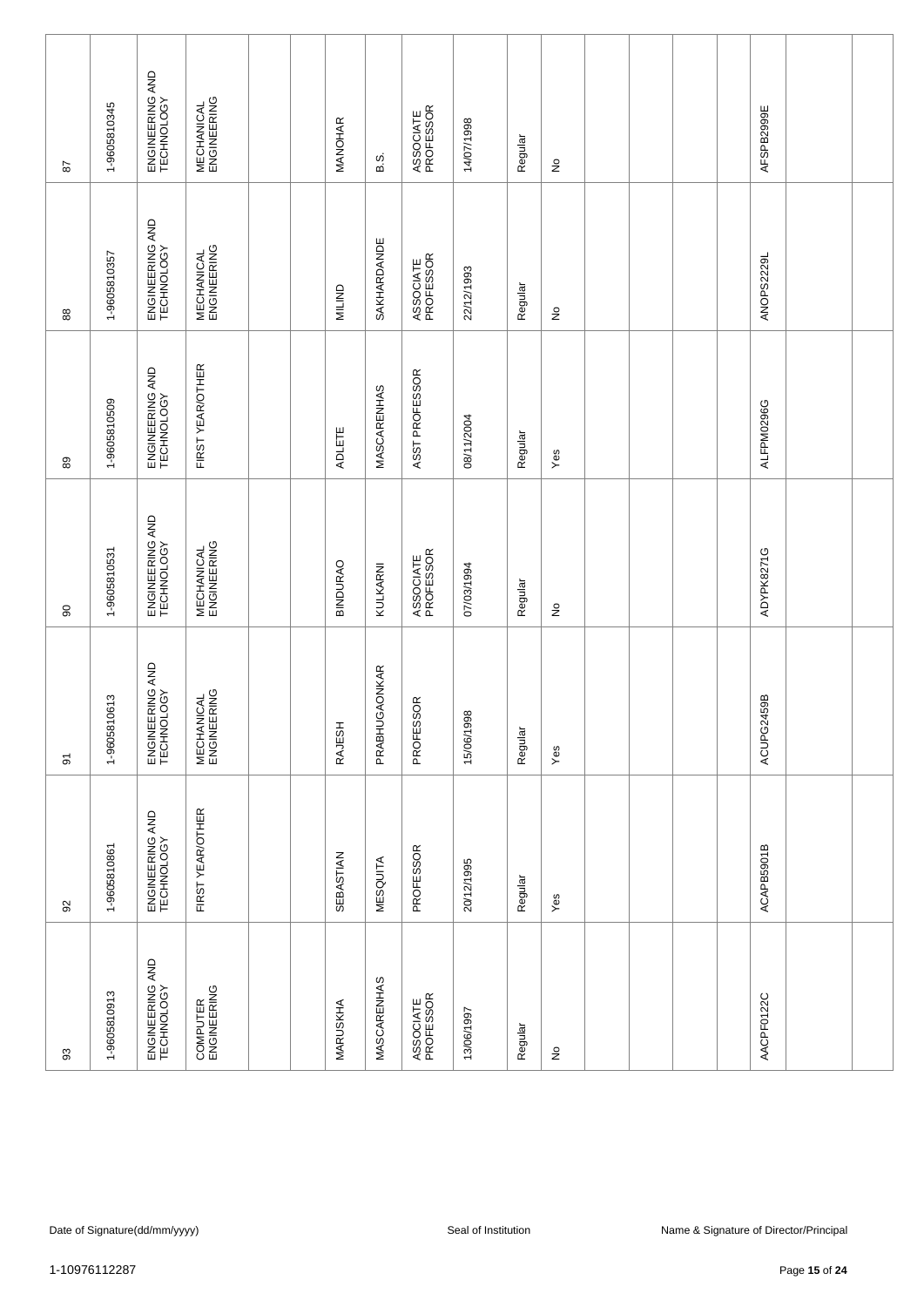| 87 | 1-9605810345 | ENGINEERING AND TECHNOLOGY | MECHANICAL ENGINEERING | | | MANOHAR | B.S. | ASSOCIATE PROFESSOR | 14/07/1998 | Regular | No | | | | | AFSPB2999E | | |
|---|---|---|---|---|---|---|---|---|---|---|---|---|---|---|---|---|---|---|
| 88 | 1-9605810357 | ENGINEERING AND TECHNOLOGY | MECHANICAL ENGINEERING | | | MILIND | SAKHARDANDE | ASSOCIATE PROFESSOR | 22/12/1993 | Regular | No | | | | | ANOPS2229L | | |
| 89 | 1-9605810509 | ENGINEERING AND TECHNOLOGY | FIRST YEAR/OTHER | | | ADLETE | MASCARENHAS | ASST PROFESSOR | 08/11/2004 | Regular | Yes | | | | | ALFPM0296G | | |
| 90 | 1-9605810531 | ENGINEERING AND TECHNOLOGY | MECHANICAL ENGINEERING | | | BINDURAO | KULKARNI | ASSOCIATE PROFESSOR | 07/03/1994 | Regular | No | | | | | ADYPK8271G | | |
| 91 | 1-9605810613 | ENGINEERING AND TECHNOLOGY | MECHANICAL ENGINEERING | | | RAJESH | PRABHUGAONKAR | PROFESSOR | 15/06/1998 | Regular | Yes | | | | | ACUPG2459B | | |
| 92 | 1-9605810861 | ENGINEERING AND TECHNOLOGY | FIRST YEAR/OTHER | | | SEBASTIAN | MESQUITA | PROFESSOR | 20/12/1995 | Regular | Yes | | | | | ACAPB5901B | | |
| 93 | 1-9605810913 | ENGINEERING AND TECHNOLOGY | COMPUTER ENGINEERING | | | MARUSKHA | MASCARENHAS | ASSOCIATE PROFESSOR | 13/06/1997 | Regular | No | | | | | AACPF0122C | | |

Date of Signature(dd/mm/yyyy) Seal of Institution Name & Signature of Director/Principal

1-10976112287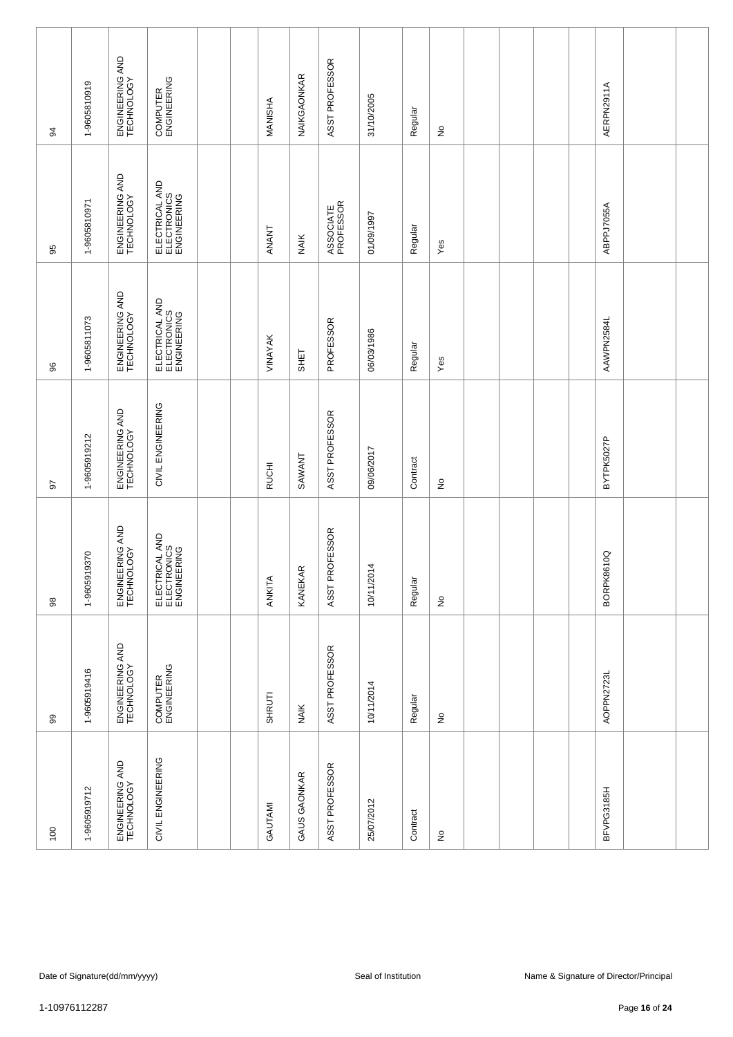| | | | | | | | | | | | | | | | | | | |
|---|---|---|---|---|---|---|---|---|---|---|---|---|---|---|---|---|---|---|
| 94 | 1-9605810919 | ENGINEERING AND TECHNOLOGY | COMPUTER ENGINEERING | | | MANISHA | NAIKGAONKAR | ASST PROFESSOR | 31/10/2005 | Regular | No | | | | | AERPN2911A | | |
| 95 | 1-9605810971 | ENGINEERING AND TECHNOLOGY | ELECTRICAL AND ELECTRONICS ENGINEERING | | | ANANT | NAIK | ASSOCIATE PROFESSOR | 01/09/1997 | Regular | Yes | | | | | ABPPJ7055A | | |
| 96 | 1-9605811073 | ENGINEERING AND TECHNOLOGY | ELECTRICAL AND ELECTRONICS ENGINEERING | | | VINAYAK | SHET | PROFESSOR | 06/03/1986 | Regular | Yes | | | | | AAWPN2584L | | |
| 97 | 1-9605919212 | ENGINEERING AND TECHNOLOGY | CIVIL ENGINEERING | | | RUCHI | SAWANT | ASST PROFESSOR | 09/06/2017 | Contract | No | | | | | BYTPK5027P | | |
| 98 | 1-9605919370 | ENGINEERING AND TECHNOLOGY | ELECTRICAL AND ELECTRONICS ENGINEERING | | | ANKITA | KANEKAR | ASST PROFESSOR | 10/11/2014 | Regular | No | | | | | BORPK8610Q | | |
| 99 | 1-9605919416 | ENGINEERING AND TECHNOLOGY | COMPUTER ENGINEERING | | | SHRUTI | NAIK | ASST PROFESSOR | 10/11/2014 | Regular | No | | | | | AOPPN2723L | | |
| 100 | 1-9605919712 | ENGINEERING AND TECHNOLOGY | CIVIL ENGINEERING | | | GAUTAMI | GAUS GAONKAR | ASST PROFESSOR | 25/07/2012 | Contract | No | | | | | BFVPG3185H | | |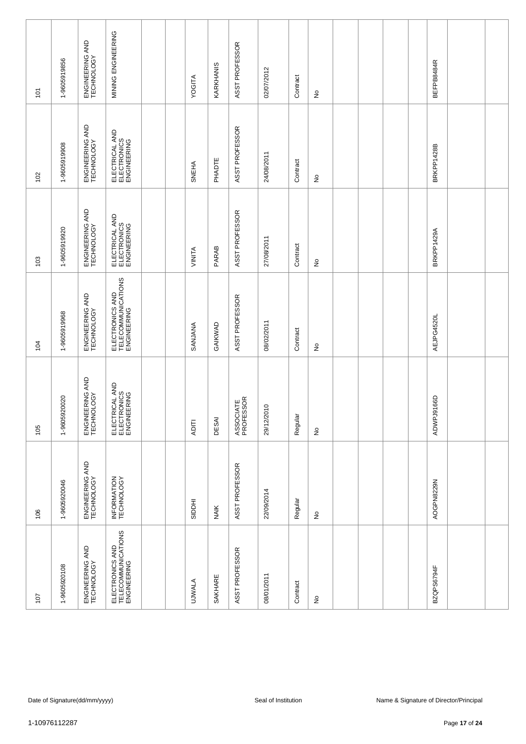| | | | | | | | | | | | | | | | | | | |
|---|---|---|---|---|---|---|---|---|---|---|---|---|---|---|---|---|---|---|
| 101 | 1-9605919856 | ENGINEERING AND TECHNOLOGY | MINING ENGINEERING | | | YOGITA | KARKHANIS | ASST PROFESSOR | 02/07/2012 | Contract | No | | | | | BEFPB8484R | | |
| 102 | 1-9605919908 | ENGINEERING AND TECHNOLOGY | ELECTRICAL AND ELECTRONICS ENGINEERING | | | SNEHA | PHADTE | ASST PROFESSOR | 24/08/2011 | Contract | No | | | | | BRKPP1428B | | |
| 103 | 1-9605919920 | ENGINEERING AND TECHNOLOGY | ELECTRICAL AND ELECTRONICS ENGINEERING | | | VINITA | PARAB | ASST PROFESSOR | 27/08/2011 | Contract | No | | | | | BRKPP1429A | | |
| 104 | 1-9605919968 | ENGINEERING AND TECHNOLOGY | ELECTRONICS AND TELECOMMUNICATIONS ENGINEERING | | | SANJANA | GAIKWAD | ASST PROFESSOR | 08/02/2011 | Contract | No | | | | | AEJPG4520L | | |
| 105 | 1-9605920020 | ENGINEERING AND TECHNOLOGY | ELECTRICAL AND ELECTRONICS ENGINEERING | | | ADITI | DESAI | ASSOCIATE PROFESSOR | 29/12/2010 | Regular | No | | | | | ADWPJ9166D | | |
| 106 | 1-9605920046 | ENGINEERING AND TECHNOLOGY | INFORMATION TECHNOLOGY | | | SIDDHI | NAIK | ASST PROFESSOR | 22/09/2014 | Regular | No | | | | | AOGPN8229N | | |
| 107 | 1-9605920108 | ENGINEERING AND TECHNOLOGY | ELECTRONICS AND TELECOMMUNICATIONS ENGINEERING | | | UJWALA | SAKHARE | ASST PROFESSOR | 08/01/2011 | Contract | No | | | | | BZQPS6794F | | |

Date of Signature(dd/mm/yyyy) Seal of Institution Name & Signature of Director/Principal

1-10976112287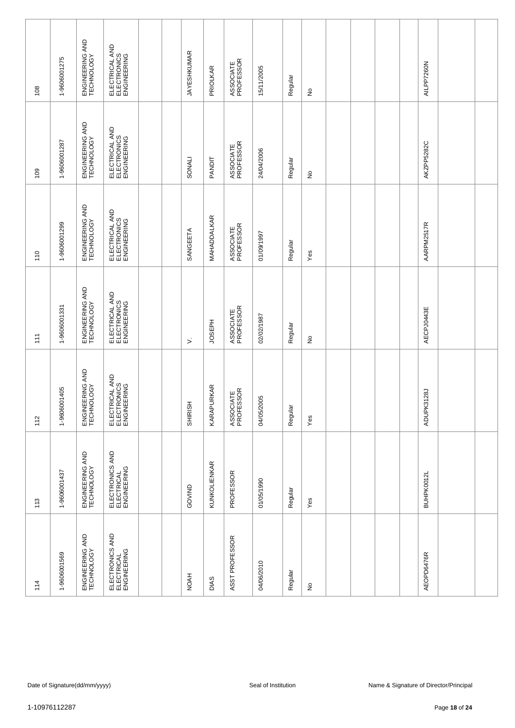| 108 | 1-9606001275 | ENGINEERING AND TECHNOLOGY | ELECTRICAL AND ELECTRONICS ENGINEERING | | | JAYESHKUMAR | PRIOLKAR | ASSOCIATE PROFESSOR | 15/11/2005 | Regular | No | | | | | AILPP7260N | | |
|---|---|---|---|---|---|---|---|---|---|---|---|---|---|---|---|---|---|---|
| 109 | 1-9606001287 | ENGINEERING AND TECHNOLOGY | ELECTRICAL AND ELECTRONICS ENGINEERING | | | SONALI | PANDIT | ASSOCIATE PROFESSOR | 24/04/2006 | Regular | No | | | | | AKZPP5282C | | |
| 110 | 1-9606001299 | ENGINEERING AND TECHNOLOGY | ELECTRICAL AND ELECTRONICS ENGINEERING | | | SANGEETA | MAHADDALKAR | ASSOCIATE PROFESSOR | 01/09/1997 | Regular | Yes | | | | | AARPM2517R | | |
| 111 | 1-9606001331 | ENGINEERING AND TECHNOLOGY | ELECTRICAL AND ELECTRONICS ENGINEERING | | | V. | JOSEPH | ASSOCIATE PROFESSOR | 02/02/1987 | Regular | No | | | | | AECPJ0443E | | |
| 112 | 1-9606001405 | ENGINEERING AND TECHNOLOGY | ELECTRICAL AND ELECTRONICS ENGINEERING | | | SHIRISH | KARAPURKAR | ASSOCIATE PROFESSOR | 04/05/2005 | Regular | Yes | | | | | ADUPK3128J | | |
| 113 | 1-9606001437 | ENGINEERING AND TECHNOLOGY | ELECTRONICS AND ELECTRICAL ENGINEERING | | | GOVIND | KUNKOLIENKAR | PROFESSOR | 01/05/1990 | Regular | Yes | | | | | BUHPK0012L | | |
| 114 | 1-9606001569 | ENGINEERING AND TECHNOLOGY | ELECTRONICS AND ELECTRICAL ENGINEERING | | | NOAH | DIAS | ASST PROFESSOR | 04/06/2010 | Regular | No | | | | | AEOPD6476R | | |

Date of Signature(dd/mm/yyyy) Seal of Institution Name & Signature of Director/Principal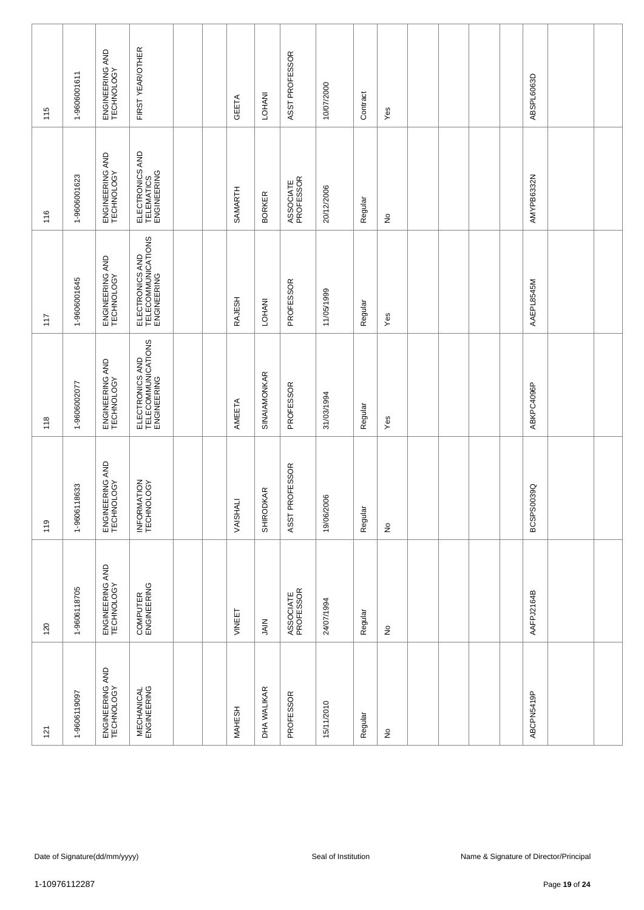| 115 | 1-9606001611 | ENGINEERING AND TECHNOLOGY | FIRST YEAR/OTHER | | | GEETA | LOHANI | ASST PROFESSOR | 10/07/2000 | Contract | Yes | | | | | ABSPL6063D | | |
|---|---|---|---|---|---|---|---|---|---|---|---|---|---|---|---|---|---|---|
| 116 | 1-9606001623 | ENGINEERING AND TECHNOLOGY | ELECTRONICS AND TELEMATICS ENGINEERING | | | SAMARTH | BORKER | ASSOCIATE PROFESSOR | 20/12/2006 | Regular | No | | | | | AMYPB6332N | | |
| 117 | 1-9606001645 | ENGINEERING AND TECHNOLOGY | ELECTRONICS AND TELECOMMUNICATIONS ENGINEERING | | | RAJESH | LOHANI | PROFESSOR | 11/05/1999 | Regular | Yes | | | | | AAEPL8545M | | |
| 118 | 1-9606002077 | ENGINEERING AND TECHNOLOGY | ELECTRONICS AND TELECOMMUNICATIONS ENGINEERING | | | AMEETA | SINAIAMONKAR | PROFESSOR | 31/03/1994 | Regular | Yes | | | | | ABKPC4096P | | |
| 119 | 1-9606118633 | ENGINEERING AND TECHNOLOGY | INFORMATION TECHNOLOGY | | | VAISHALI | SHIRODKAR | ASST PROFESSOR | 19/06/2006 | Regular | No | | | | | BCSPS0039Q | | |
| 120 | 1-9606118705 | ENGINEERING AND TECHNOLOGY | COMPUTER ENGINEERING | | | VINEET | JAIN | ASSOCIATE PROFESSOR | 24/07/1994 | Regular | No | | | | | AAFPJ2164B | | |
| 121 | 1-9606119097 | ENGINEERING AND TECHNOLOGY | MECHANICAL ENGINEERING | | | MAHESH | DHA WALIKAR | PROFESSOR | 15/11/2010 | Regular | No | | | | | ABCPN5419P | | |

Date of Signature(dd/mm/yyyy) | Seal of Institution | Name & Signature of Director/Principal

1-10976112287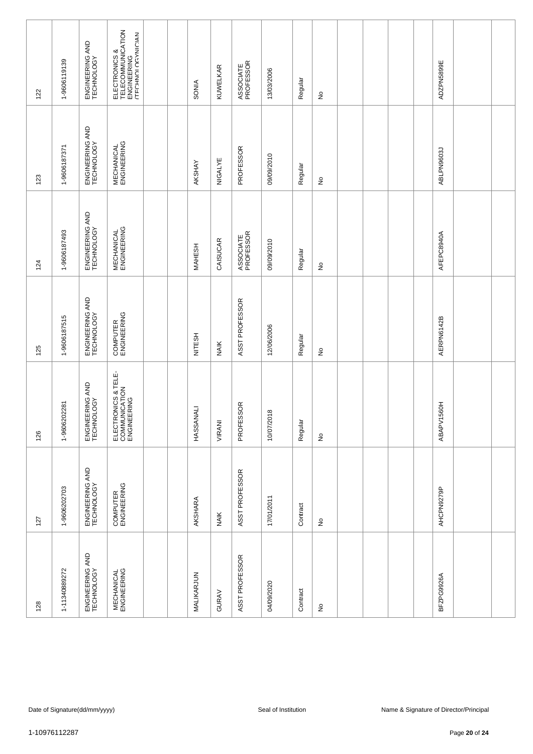| 122 | 1-9606119139 | ENGINEERING AND TECHNOLOGY | ELECTRONICS & TELECOMMUNICATION ENGINEERING (TECHNOLOGYNICIAN | | | SONIA | KUWELKAR | ASSOCIATE PROFESSOR | 13/03/2006 | Regular | No | | | | | ADZPN5899E | | |
|---|---|---|---|---|---|---|---|---|---|---|---|---|---|---|---|---|---|---|
| 123 | 1-9606187371 | ENGINEERING AND TECHNOLOGY | MECHANICAL ENGINEERING | | | AKSHAY | NIGALYE | PROFESSOR | 09/09/2010 | Regular | No | | | | | ABLPN9603J | | |
| 124 | 1-9606187493 | ENGINEERING AND TECHNOLOGY | MECHANICAL ENGINEERING | | | MAHESH | CAISUCAR | ASSOCIATE PROFESSOR | 09/09/2010 | Regular | No | | | | | AFEPC8940A | | |
| 125 | 1-9606187515 | ENGINEERING AND TECHNOLOGY | COMPUTER ENGINEERING | | | NITESH | NAIK | ASST PROFESSOR | 12/06/2006 | Regular | No | | | | | AERPN6142B | | |
| 126 | 1-9606202281 | ENGINEERING AND TECHNOLOGY | ELECTRONICS & TELE-COMMUNICATION ENGINEERING | | | HASSANALI | VIRANI | PROFESSOR | 10/07/2018 | Regular | No | | | | | ABAPV1560H | | |
| 127 | 1-9606202703 | ENGINEERING AND TECHNOLOGY | COMPUTER ENGINEERING | | | AKSHARA | NAIK | ASST PROFESSOR | 17/01/2011 | Contract | No | | | | | AHCPN9279P | | |
| 128 | 1-11340889272 | ENGINEERING AND TECHNOLOGY | MECHANICAL ENGINEERING | | | MALIKARJUN | GURAV | ASST PROFESSOR | 04/09/2020 | Contract | No | | | | | BFZPG9926A | | |

Date of Signature(dd/mm/yyyy) Seal of Institution Name & Signature of Director/Principal

1-10976112287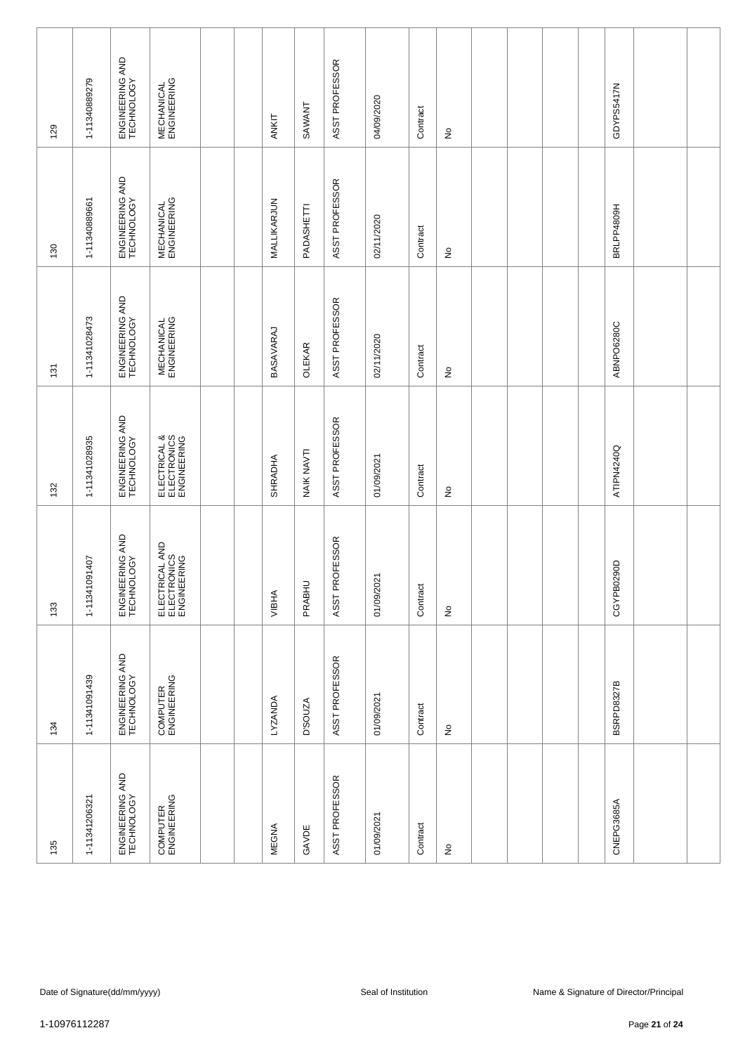| 129 | 1-11340889279 | ENGINEERING AND TECHNOLOGY | MECHANICAL ENGINEERING | | | ANKIT | SAWANT | ASST PROFESSOR | 04/09/2020 | Contract | No | | | | | GDYPS5417N | | |
|---|---|---|---|---|---|---|---|---|---|---|---|---|---|---|---|---|---|---|
| 130 | 1-11340889661 | ENGINEERING AND TECHNOLOGY | MECHANICAL ENGINEERING | | | MALLIKARJUN | PADASHETTI | ASST PROFESSOR | 02/11/2020 | Contract | No | | | | | BRLPP4809H | | |
| 131 | 1-11341028473 | ENGINEERING AND TECHNOLOGY | MECHANICAL ENGINEERING | | | BASAVARAJ | OLEKAR | ASST PROFESSOR | 02/11/2020 | Contract | No | | | | | ABNPO6280C | | |
| 132 | 1-11341028935 | ENGINEERING AND TECHNOLOGY | ELECTRICAL & ELECTRONICS ENGINEERING | | | SHRADHA | NAIK NAVTI | ASST PROFESSOR | 01/09/2021 | Contract | No | | | | | ATIPN4240Q | | |
| 133 | 1-11341091407 | ENGINEERING AND TECHNOLOGY | ELECTRICAL AND ELECTRONICS ENGINEERING | | | VIBHA | PRABHU | ASST PROFESSOR | 01/09/2021 | Contract | No | | | | | CGYPB0290D | | |
| 134 | 1-11341091439 | ENGINEERING AND TECHNOLOGY | COMPUTER ENGINEERING | | | LYZANDA | D'SOUZA | ASST PROFESSOR | 01/09/2021 | Contract | No | | | | | BSRPD8327B | | |
| 135 | 1-11341206321 | ENGINEERING AND TECHNOLOGY | COMPUTER ENGINEERING | | | MEGNA | GAVDE | ASST PROFESSOR | 01/09/2021 | Contract | No | | | | | CNEPG3685A | | |

Date of Signature(dd/mm/yyyy) | Seal of Institution | Name & Signature of Director/Principal

1-10976112287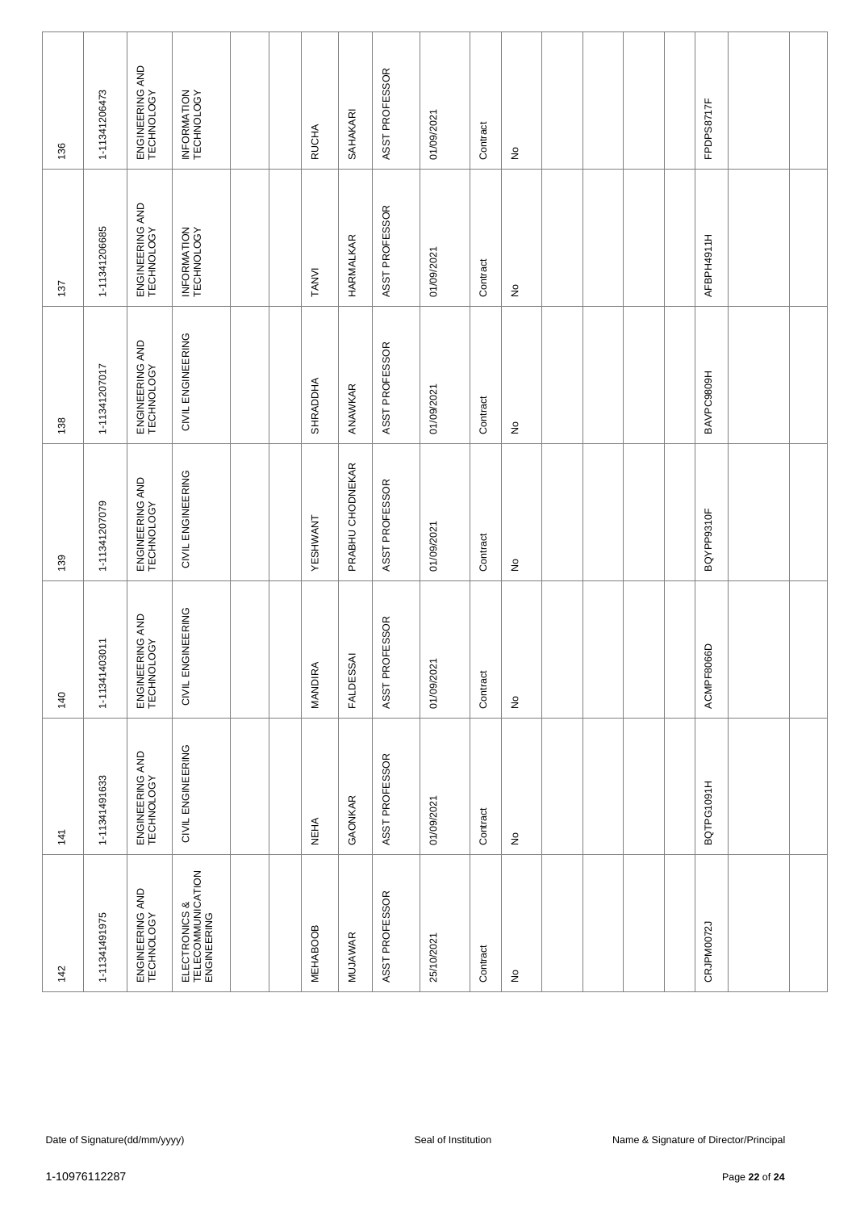| 136 | 1-11341206473 | ENGINEERING AND TECHNOLOGY | INFORMATION TECHNOLOGY | | | RUCHA | SAHAKARI | ASST PROFESSOR | 01/09/2021 | Contract | No | | | | | FPDPS8717F | | |
|---|---|---|---|---|---|---|---|---|---|---|---|---|---|---|---|---|---|---|
| 137 | 1-11341206685 | ENGINEERING AND TECHNOLOGY | INFORMATION TECHNOLOGY | | | TANVI | HARMALKAR | ASST PROFESSOR | 01/09/2021 | Contract | No | | | | | AFBPH4911H | | |
| 138 | 1-11341207017 | ENGINEERING AND TECHNOLOGY | CIVIL ENGINEERING | | | SHRADDHA | ANAWKAR | ASST PROFESSOR | 01/09/2021 | Contract | No | | | | | BAVPC9809H | | |
| 139 | 1-11341207079 | ENGINEERING AND TECHNOLOGY | CIVIL ENGINEERING | | | YESHWANT | PRABHU CHODNEKAR | ASST PROFESSOR | 01/09/2021 | Contract | No | | | | | BQYPP9310F | | |
| 140 | 1-11341403011 | ENGINEERING AND TECHNOLOGY | CIVIL ENGINEERING | | | MANDIRA | FALDESSAI | ASST PROFESSOR | 01/09/2021 | Contract | No | | | | | ACMPF8066D | | |
| 141 | 1-11341491633 | ENGINEERING AND TECHNOLOGY | CIVIL ENGINEERING | | | NEHA | GAONKAR | ASST PROFESSOR | 01/09/2021 | Contract | No | | | | | BQTPG1091H | | |
| 142 | 1-11341491975 | ENGINEERING AND TECHNOLOGY | ELECTRONICS & TELECOMMUNICATION ENGINEERING | | | MEHABOOB | MUJAWAR | ASST PROFESSOR | 25/10/2021 | Contract | No | | | | | CRJPM0072J | | |

Date of Signature(dd/mm/yyyy)    Seal of Institution    Name & Signature of Director/Principal

1-10976112287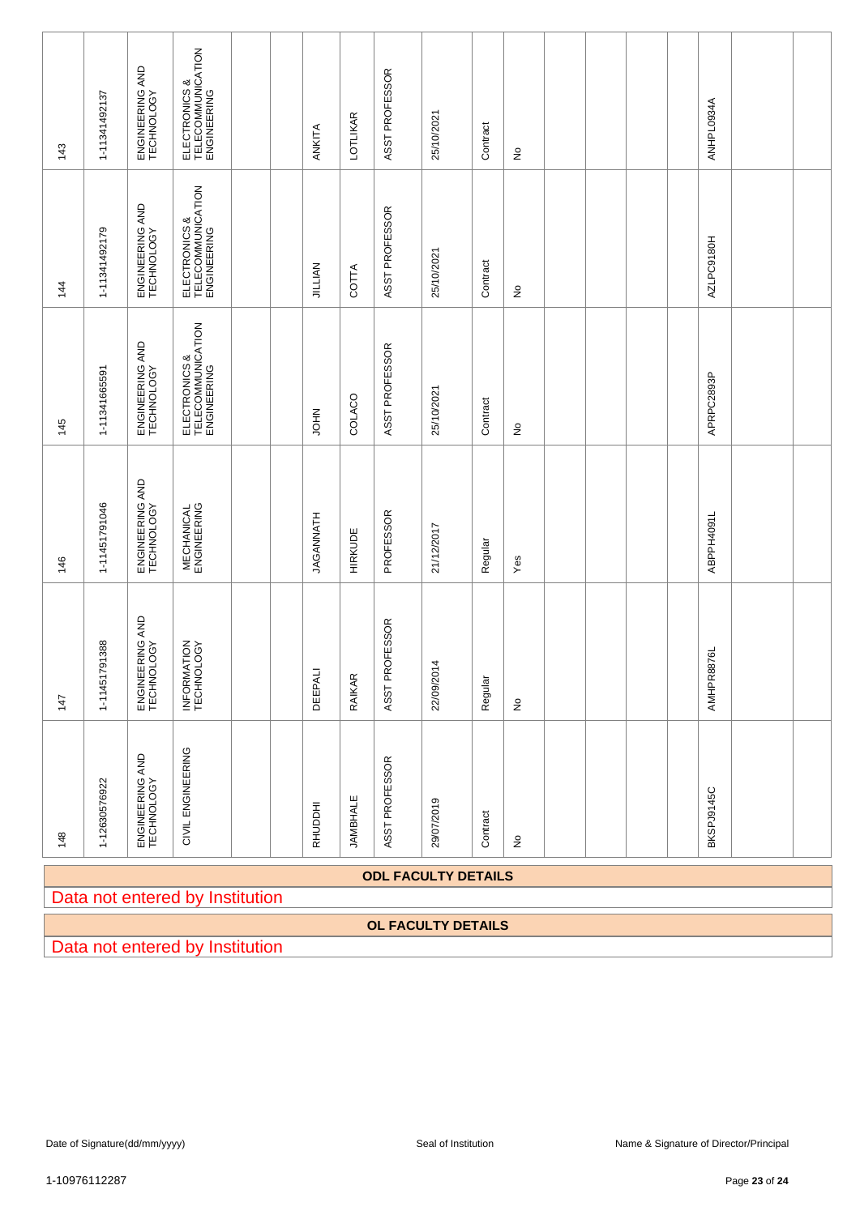| 143 | 1-11341492137 | ENGINEERING AND TECHNOLOGY | ELECTRONICS & TELECOMMUNICATION ENGINEERING | | | ANKITA | LOTLIKAR | ASST PROFESSOR | 25/10/2021 | Contract | No | | | | | ANHPL0934A | | |
|---|---|---|---|---|---|---|---|---|---|---|---|---|---|---|---|---|---|---|
| 144 | 1-11341492179 | ENGINEERING AND TECHNOLOGY | ELECTRONICS & TELECOMMUNICATION ENGINEERING | | | JILLIAN | COTTA | ASST PROFESSOR | 25/10/2021 | Contract | No | | | | | AZLPC9180H | | |
| 145 | 1-11341665591 | ENGINEERING AND TECHNOLOGY | ELECTRONICS & TELECOMMUNICATION ENGINEERING | | | JOHN | COLACO | ASST PROFESSOR | 25/10/2021 | Contract | No | | | | | APRPC2893P | | |
| 146 | 1-11451791046 | ENGINEERING AND TECHNOLOGY | MECHANICAL ENGINEERING | | | JAGANNATH | HIRKUDE | PROFESSOR | 21/12/2017 | Regular | Yes | | | | | ABPPH4091L | | |
| 147 | 1-11451791388 | ENGINEERING AND TECHNOLOGY | INFORMATION TECHNOLOGY | | | DEEPALI | RAIKAR | ASST PROFESSOR | 22/09/2014 | Regular | No | | | | | AMHPR8876L | | |
| 148 | 1-12630576922 | ENGINEERING AND TECHNOLOGY | CIVIL ENGINEERING | | | RHUDDHI | JAMBHALE | ASST PROFESSOR | 29/07/2019 | Contract | No | | | | | BKSPJ9145C | | |

## ODL FACULTY DETAILS

Data not entered by Institution

## OL FACULTY DETAILS

Data not entered by Institution

Date of Signature(dd/mm/yyyy) | Seal of Institution | Name & Signature of Director/Principal

1-10976112287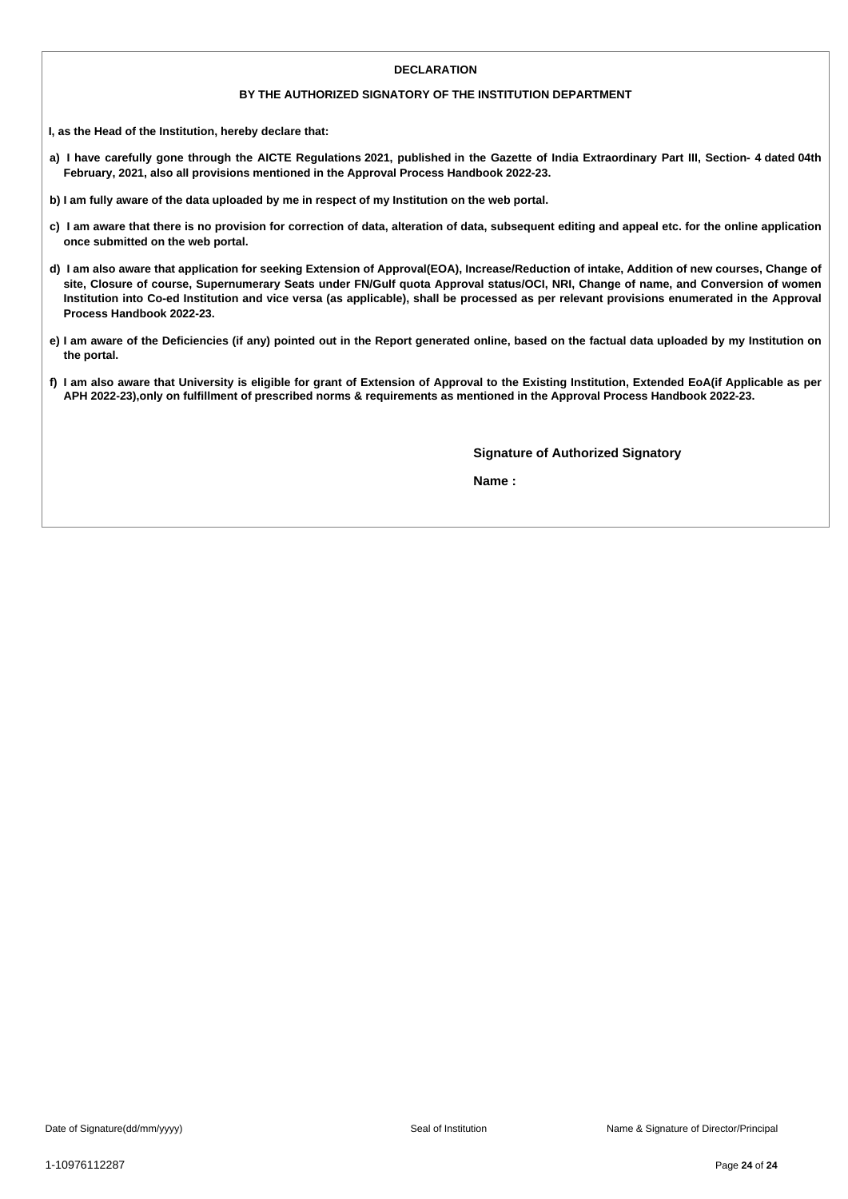## DECLARATION

### BY THE AUTHORIZED SIGNATORY OF THE INSTITUTION DEPARTMENT

**I, as the Head of the Institution, hereby declare that:**

**a) I have carefully gone through the AICTE Regulations 2021, published in the Gazette of India Extraordinary Part III, Section- 4 dated 04th February, 2021, also all provisions mentioned in the Approval Process Handbook 2022-23.**

**b) I am fully aware of the data uploaded by me in respect of my Institution on the web portal.**

**c) I am aware that there is no provision for correction of data, alteration of data, subsequent editing and appeal etc. for the online application once submitted on the web portal.**

**d) I am also aware that application for seeking Extension of Approval(EOA), Increase/Reduction of intake, Addition of new courses, Change of site, Closure of course, Supernumerary Seats under FN/Gulf quota Approval status/OCI, NRI, Change of name, and Conversion of women Institution into Co-ed Institution and vice versa (as applicable), shall be processed as per relevant provisions enumerated in the Approval Process Handbook 2022-23.**

**e) I am aware of the Deficiencies (if any) pointed out in the Report generated online, based on the factual data uploaded by my Institution on the portal.**

**f) I am also aware that University is eligible for grant of Extension of Approval to the Existing Institution, Extended EoA(if Applicable as per APH 2022-23),only on fulfillment of prescribed norms & requirements as mentioned in the Approval Process Handbook 2022-23.**

**Signature of Authorized Signatory**

**Name :**

Date of Signature(dd/mm/yyyy)    Seal of Institution    Name & Signature of Director/Principal

1-10976112287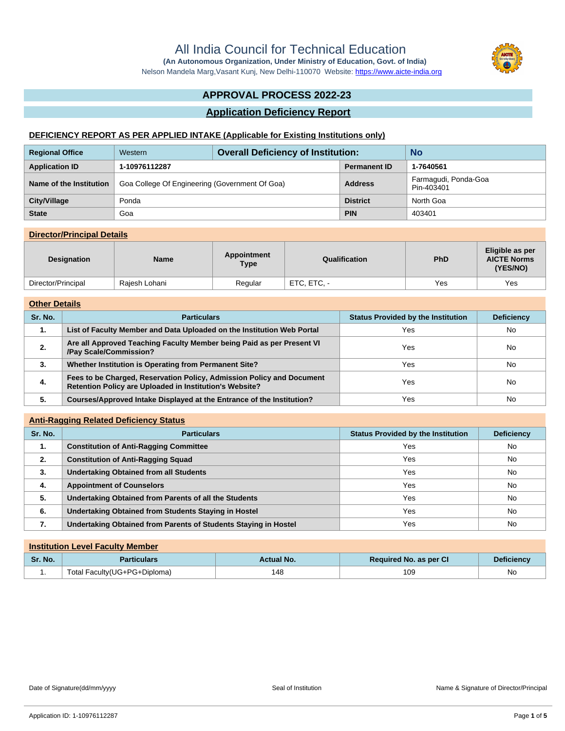# All India Council for Technical Education

**(An Autonomous Organization, Under Ministry of Education, Govt. of India)**

Nelson Mandela Marg,Vasant Kunj, New Delhi-110070 Website: https://www.aicte-india.org

## APPROVAL PROCESS 2022-23

## Application Deficiency Report

### DEFICIENCY REPORT AS PER APPLIED INTAKE (Applicable for Existing Institutions only)

| Regional Office | Western | Overall Deficiency of Institution: | No |
|---|---|---|---|
| Application ID | 1-10976112287 | Permanent ID | 1-7640561 |
| Name of the Institution | Goa College Of Engineering (Government Of Goa) | Address | Farmagudi, Ponda-Goa Pin-403401 |
| City/Village | Ponda | District | North Goa |
| State | Goa | PIN | 403401 |

### Director/Principal Details

| Designation | Name | Appointment Type | Qualification | PhD | Eligible as per AICTE Norms (YES/NO) |
|---|---|---|---|---|---|
| Director/Principal | Rajesh Lohani | Regular | ETC, ETC, - | Yes | Yes |

### Other Details

| Sr. No. | Particulars | Status Provided by the Institution | Deficiency |
|---|---|---|---|
| 1. | List of Faculty Member and Data Uploaded on the Institution Web Portal | Yes | No |
| 2. | Are all Approved Teaching Faculty Member being Paid as per Present VI /Pay Scale/Commission? | Yes | No |
| 3. | Whether Institution is Operating from Permanent Site? | Yes | No |
| 4. | Fees to be Charged, Reservation Policy, Admission Policy and Document Retention Policy are Uploaded in Institution's Website? | Yes | No |
| 5. | Courses/Approved Intake Displayed at the Entrance of the Institution? | Yes | No |

### Anti-Ragging Related Deficiency Status

| Sr. No. | Particulars | Status Provided by the Institution | Deficiency |
|---|---|---|---|
| 1. | Constitution of Anti-Ragging Committee | Yes | No |
| 2. | Constitution of Anti-Ragging Squad | Yes | No |
| 3. | Undertaking Obtained from all Students | Yes | No |
| 4. | Appointment of Counselors | Yes | No |
| 5. | Undertaking Obtained from Parents of all the Students | Yes | No |
| 6. | Undertaking Obtained from Students Staying in Hostel | Yes | No |
| 7. | Undertaking Obtained from Parents of Students Staying in Hostel | Yes | No |

### Institution Level Faculty Member

| Sr. No. | Particulars | Actual No. | Required No. as per CI | Deficiency |
|---|---|---|---|---|
| 1. | Total Faculty(UG+PG+Diploma) | 148 | 109 | No |

Date of Signature(dd/mm/yyyy) Seal of Institution Name & Signature of Director/Principal

Application ID: 1-10976112287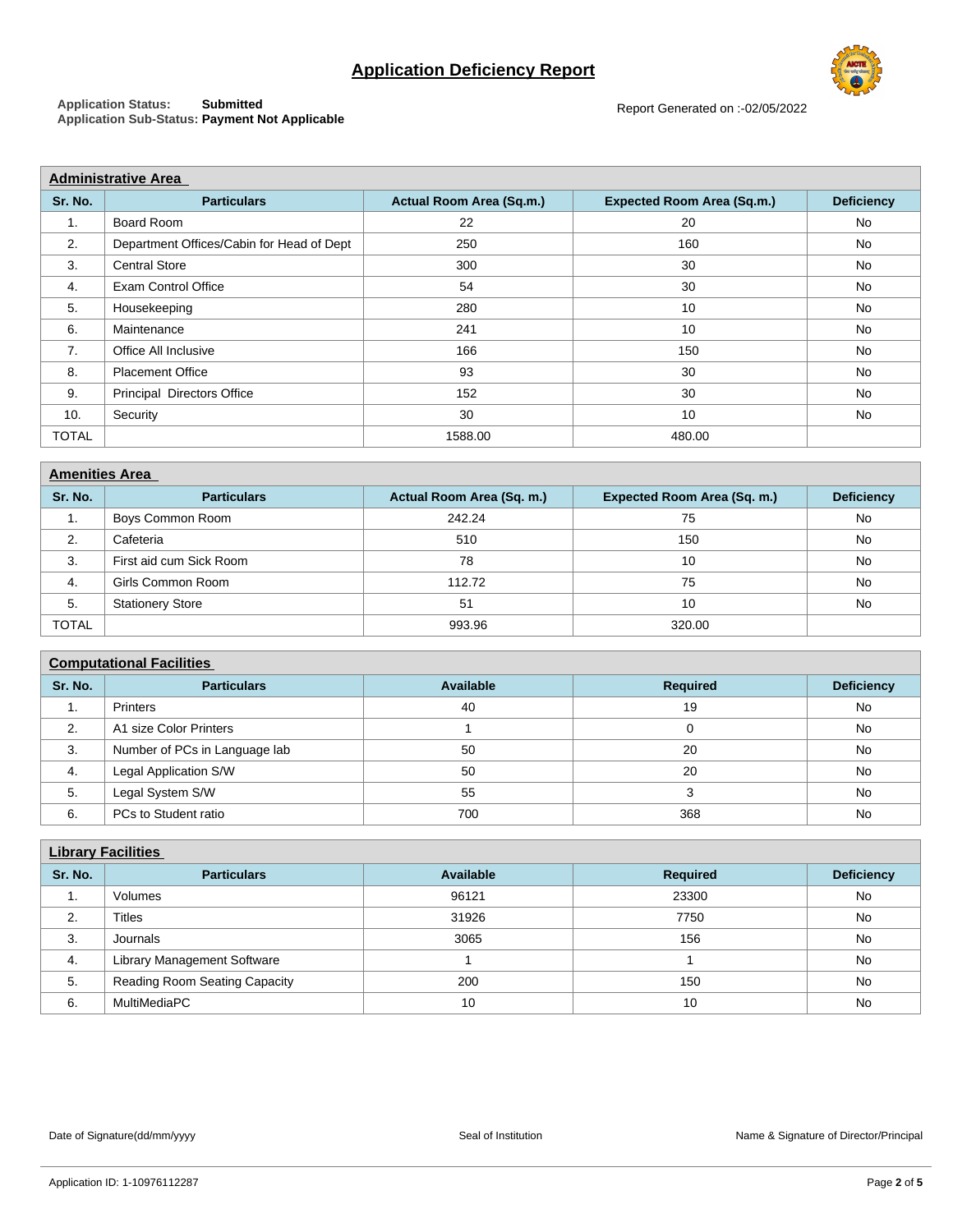# Application Deficiency Report

**Application Status:** Submitted
**Application Sub-Status:** Payment Not Applicable

Report Generated on :-02/05/2022

## Administrative Area

| Sr. No. | Particulars | Actual Room Area (Sq.m.) | Expected Room Area (Sq.m.) | Deficiency |
|---|---|---|---|---|
| 1. | Board Room | 22 | 20 | No |
| 2. | Department Offices/Cabin for Head of Dept | 250 | 160 | No |
| 3. | Central Store | 300 | 30 | No |
| 4. | Exam Control Office | 54 | 30 | No |
| 5. | Housekeeping | 280 | 10 | No |
| 6. | Maintenance | 241 | 10 | No |
| 7. | Office All Inclusive | 166 | 150 | No |
| 8. | Placement Office | 93 | 30 | No |
| 9. | Principal Directors Office | 152 | 30 | No |
| 10. | Security | 30 | 10 | No |
| TOTAL | | 1588.00 | 480.00 | |

## Amenities Area

| Sr. No. | Particulars | Actual Room Area (Sq. m.) | Expected Room Area (Sq. m.) | Deficiency |
|---|---|---|---|---|
| 1. | Boys Common Room | 242.24 | 75 | No |
| 2. | Cafeteria | 510 | 150 | No |
| 3. | First aid cum Sick Room | 78 | 10 | No |
| 4. | Girls Common Room | 112.72 | 75 | No |
| 5. | Stationery Store | 51 | 10 | No |
| TOTAL | | 993.96 | 320.00 | |

## Computational Facilities

| Sr. No. | Particulars | Available | Required | Deficiency |
|---|---|---|---|---|
| 1. | Printers | 40 | 19 | No |
| 2. | A1 size Color Printers | 1 | 0 | No |
| 3. | Number of PCs in Language lab | 50 | 20 | No |
| 4. | Legal Application S/W | 50 | 20 | No |
| 5. | Legal System S/W | 55 | 3 | No |
| 6. | PCs to Student ratio | 700 | 368 | No |

## Library Facilities

| Sr. No. | Particulars | Available | Required | Deficiency |
|---|---|---|---|---|
| 1. | Volumes | 96121 | 23300 | No |
| 2. | Titles | 31926 | 7750 | No |
| 3. | Journals | 3065 | 156 | No |
| 4. | Library Management Software | 1 | 1 | No |
| 5. | Reading Room Seating Capacity | 200 | 150 | No |
| 6. | MultiMediaPC | 10 | 10 | No |

Date of Signature(dd/mm/yyyy) Seal of Institution Name & Signature of Director/Principal

Application ID: 1-10976112287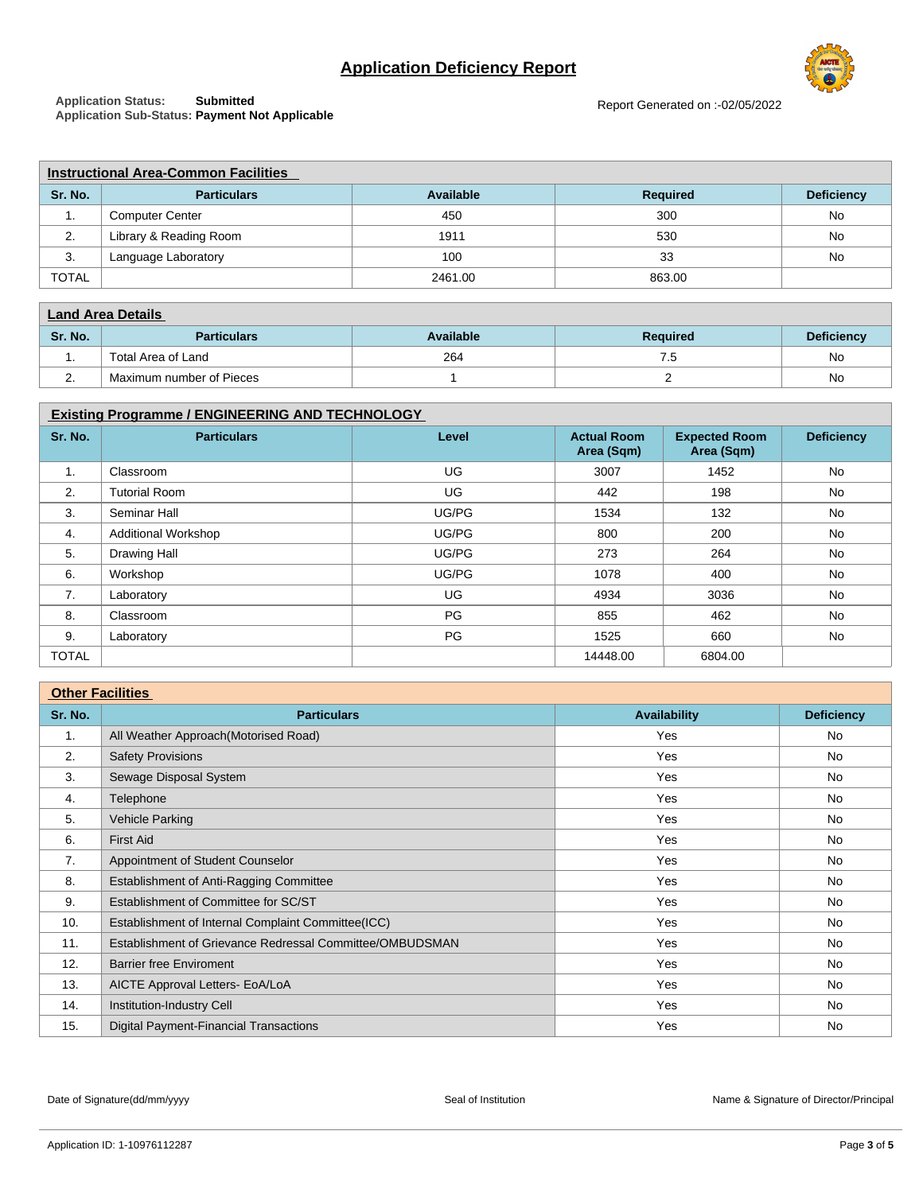# Application Deficiency Report

**Application Status:** Submitted
**Application Sub-Status:** Payment Not Applicable

Report Generated on :-02/05/2022

**Instructional Area-Common Facilities**

| Sr. No. | Particulars | Available | Required | Deficiency |
|---|---|---|---|---|
| 1. | Computer Center | 450 | 300 | No |
| 2. | Library & Reading Room | 1911 | 530 | No |
| 3. | Language Laboratory | 100 | 33 | No |
| TOTAL | | 2461.00 | 863.00 | |

**Land Area Details**

| Sr. No. | Particulars | Available | Required | Deficiency |
|---|---|---|---|---|
| 1. | Total Area of Land | 264 | 7.5 | No |
| 2. | Maximum number of Pieces | 1 | 2 | No |

**Existing Programme / ENGINEERING AND TECHNOLOGY**

| Sr. No. | Particulars | Level | Actual Room Area (Sqm) | Expected Room Area (Sqm) | Deficiency |
|---|---|---|---|---|---|
| 1. | Classroom | UG | 3007 | 1452 | No |
| 2. | Tutorial Room | UG | 442 | 198 | No |
| 3. | Seminar Hall | UG/PG | 1534 | 132 | No |
| 4. | Additional Workshop | UG/PG | 800 | 200 | No |
| 5. | Drawing Hall | UG/PG | 273 | 264 | No |
| 6. | Workshop | UG/PG | 1078 | 400 | No |
| 7. | Laboratory | UG | 4934 | 3036 | No |
| 8. | Classroom | PG | 855 | 462 | No |
| 9. | Laboratory | PG | 1525 | 660 | No |
| TOTAL | | | 14448.00 | 6804.00 | |

**Other Facilities**

| Sr. No. | Particulars | Availability | Deficiency |
|---|---|---|---|
| 1. | All Weather Approach(Motorised Road) | Yes | No |
| 2. | Safety Provisions | Yes | No |
| 3. | Sewage Disposal System | Yes | No |
| 4. | Telephone | Yes | No |
| 5. | Vehicle Parking | Yes | No |
| 6. | First Aid | Yes | No |
| 7. | Appointment of Student Counselor | Yes | No |
| 8. | Establishment of Anti-Ragging Committee | Yes | No |
| 9. | Establishment of Committee for SC/ST | Yes | No |
| 10. | Establishment of Internal Complaint Committee(ICC) | Yes | No |
| 11. | Establishment of Grievance Redressal Committee/OMBUDSMAN | Yes | No |
| 12. | Barrier free Enviroment | Yes | No |
| 13. | AICTE Approval Letters- EoA/LoA | Yes | No |
| 14. | Institution-Industry Cell | Yes | No |
| 15. | Digital Payment-Financial Transactions | Yes | No |

Date of Signature(dd/mm/yyyy) | Seal of Institution | Name & Signature of Director/Principal

Application ID: 1-10976112287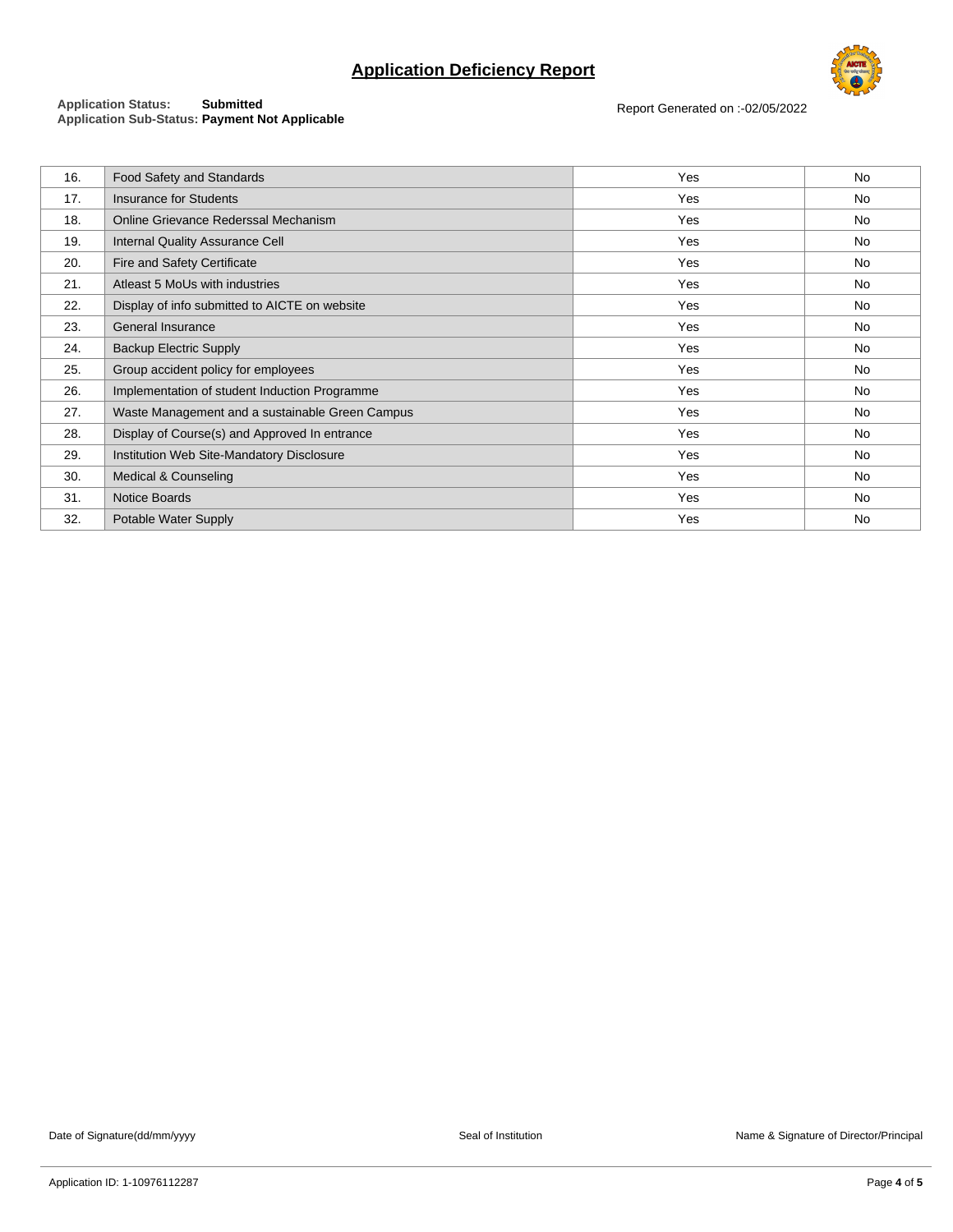# Application Deficiency Report

**Application Status:** Submitted
**Application Sub-Status:** Payment Not Applicable

Report Generated on :-02/05/2022

| | | | |
|---|---|---|---|
| 16. | Food Safety and Standards | Yes | No |
| 17. | Insurance for Students | Yes | No |
| 18. | Online Grievance Rederssal Mechanism | Yes | No |
| 19. | Internal Quality Assurance Cell | Yes | No |
| 20. | Fire and Safety Certificate | Yes | No |
| 21. | Atleast 5 MoUs with industries | Yes | No |
| 22. | Display of info submitted to AICTE on website | Yes | No |
| 23. | General Insurance | Yes | No |
| 24. | Backup Electric Supply | Yes | No |
| 25. | Group accident policy for employees | Yes | No |
| 26. | Implementation of student Induction Programme | Yes | No |
| 27. | Waste Management and a sustainable Green Campus | Yes | No |
| 28. | Display of Course(s) and Approved In entrance | Yes | No |
| 29. | Institution Web Site-Mandatory Disclosure | Yes | No |
| 30. | Medical & Counseling | Yes | No |
| 31. | Notice Boards | Yes | No |
| 32. | Potable Water Supply | Yes | No |

Date of Signature(dd/mm/yyyy) | Seal of Institution | Name & Signature of Director/Principal

Application ID: 1-10976112287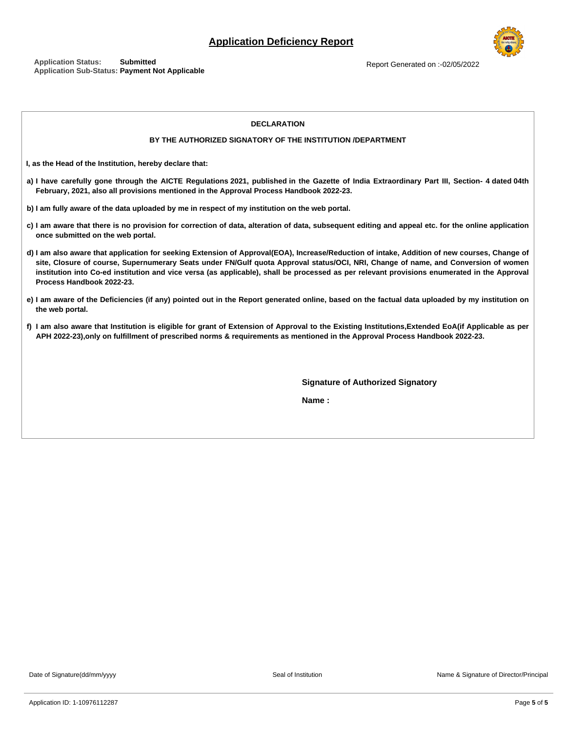# Application Deficiency Report

**Application Status:** **Submitted**
**Application Sub-Status:** **Payment Not Applicable**

Report Generated on :-02/05/2022

**DECLARATION**

**BY THE AUTHORIZED SIGNATORY OF THE INSTITUTION /DEPARTMENT**

**I, as the Head of the Institution, hereby declare that:**

**a) I have carefully gone through the AICTE Regulations 2021, published in the Gazette of India Extraordinary Part III, Section- 4 dated 04th February, 2021, also all provisions mentioned in the Approval Process Handbook 2022-23.**

**b) I am fully aware of the data uploaded by me in respect of my institution on the web portal.**

**c) I am aware that there is no provision for correction of data, alteration of data, subsequent editing and appeal etc. for the online application once submitted on the web portal.**

**d) I am also aware that application for seeking Extension of Approval(EOA), Increase/Reduction of intake, Addition of new courses, Change of site, Closure of course, Supernumerary Seats under FN/Gulf quota Approval status/OCI, NRI, Change of name, and Conversion of women institution into Co-ed institution and vice versa (as applicable), shall be processed as per relevant provisions enumerated in the Approval Process Handbook 2022-23.**

**e) I am aware of the Deficiencies (if any) pointed out in the Report generated online, based on the factual data uploaded by my institution on the web portal.**

**f) I am also aware that Institution is eligible for grant of Extension of Approval to the Existing Institutions,Extended EoA(if Applicable as per APH 2022-23),only on fulfillment of prescribed norms & requirements as mentioned in the Approval Process Handbook 2022-23.**

**Signature of Authorized Signatory**

**Name :**

Date of Signature(dd/mm/yyyy) Seal of Institution Name & Signature of Director/Principal

Application ID: 1-10976112287